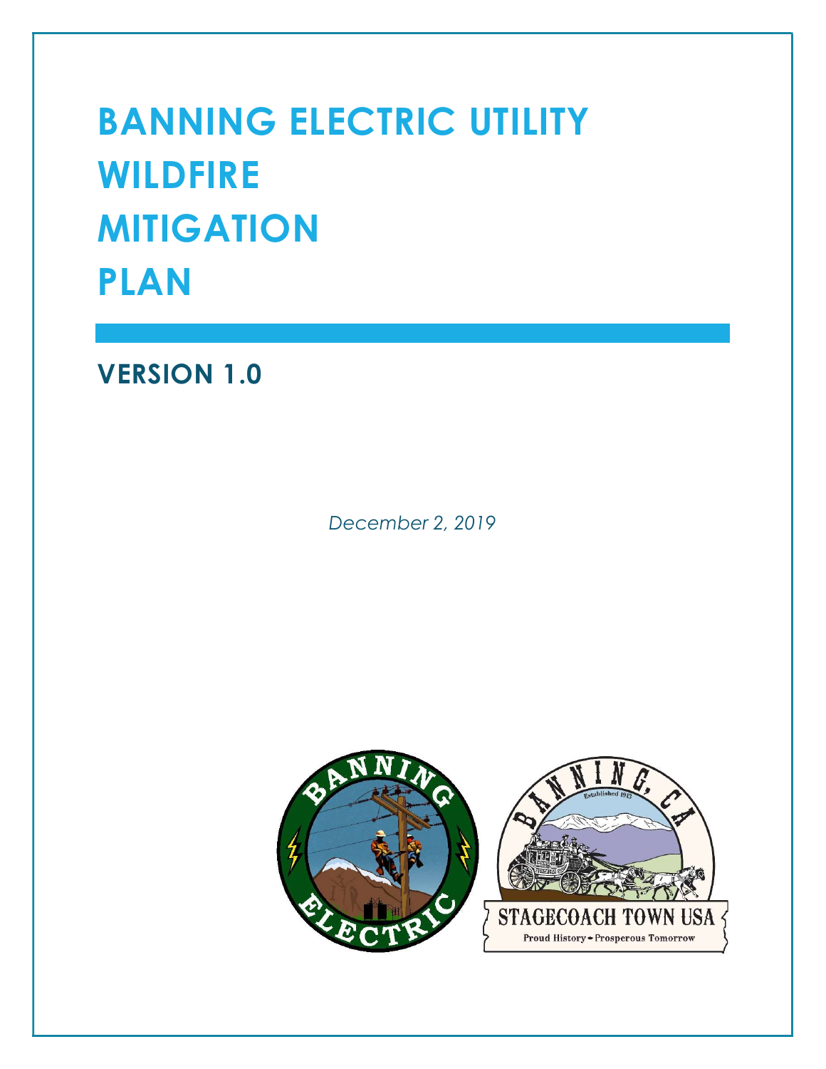# BANNING ELECTRIC UTILITY WILDFIRE MITIGATION PLAN

## VERSION 1.0

*December 2, 2019*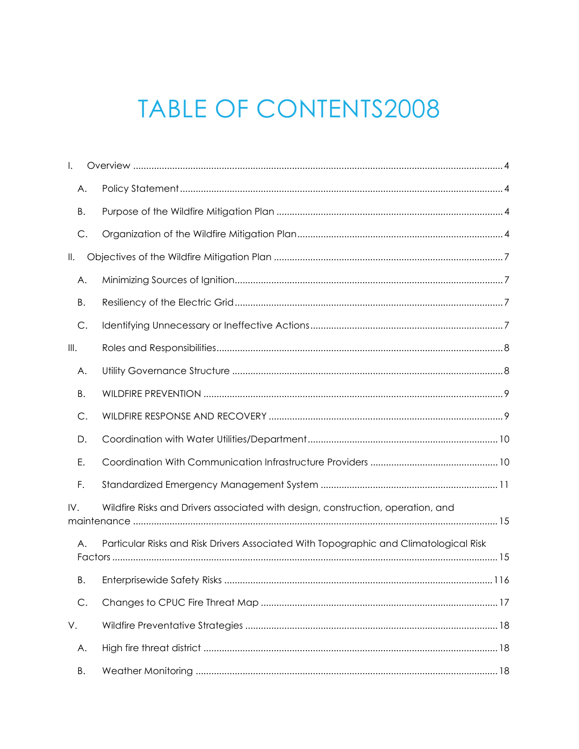# TABLE OF CONTENTS2008

I. Overview ........................................................................................................................................ 4

A. Policy Statement ........................................................................................................................ 4

B. Purpose of the Wildfire Mitigation Plan .................................................................................... 4

C. Organization of the Wildfire Mitigation Plan ............................................................................ 4

II. Objectives of the Wildfire Mitigation Plan .................................................................................... 7

A. Minimizing Sources of Ignition .................................................................................................. 7

B. Resiliency of the Electric Grid ................................................................................................... 7

C. Identifying Unnecessary or Ineffective Actions ........................................................................ 7

III. Roles and Responsibilities ......................................................................................................... 8

A. Utility Governance Structure .................................................................................................... 8

B. WILDFIRE PREVENTION .............................................................................................................. 9

C. WILDFIRE RESPONSE AND RECOVERY ..................................................................................... 9

D. Coordination with Water Utilities/Department ........................................................................ 10

E. Coordination With Communication Infrastructure Providers ................................................. 10

F. Standardized Emergency Management System ...................................................................... 11

IV. Wildfire Risks and Drivers associated with design, construction, operation, and maintenance .................................................................................................................................... 15

A. Particular Risks and Risk Drivers Associated With Topographic and Climatological Risk Factors ............................................................................................................................................ 15

B. Enterprisewide Safety Risks ..................................................................................................... 116

C. Changes to CPUC Fire Threat Map ......................................................................................... 17

V. Wildfire Preventative Strategies ................................................................................................ 18

A. High fire threat district ............................................................................................................. 18

B. Weather Monitoring .................................................................................................................. 18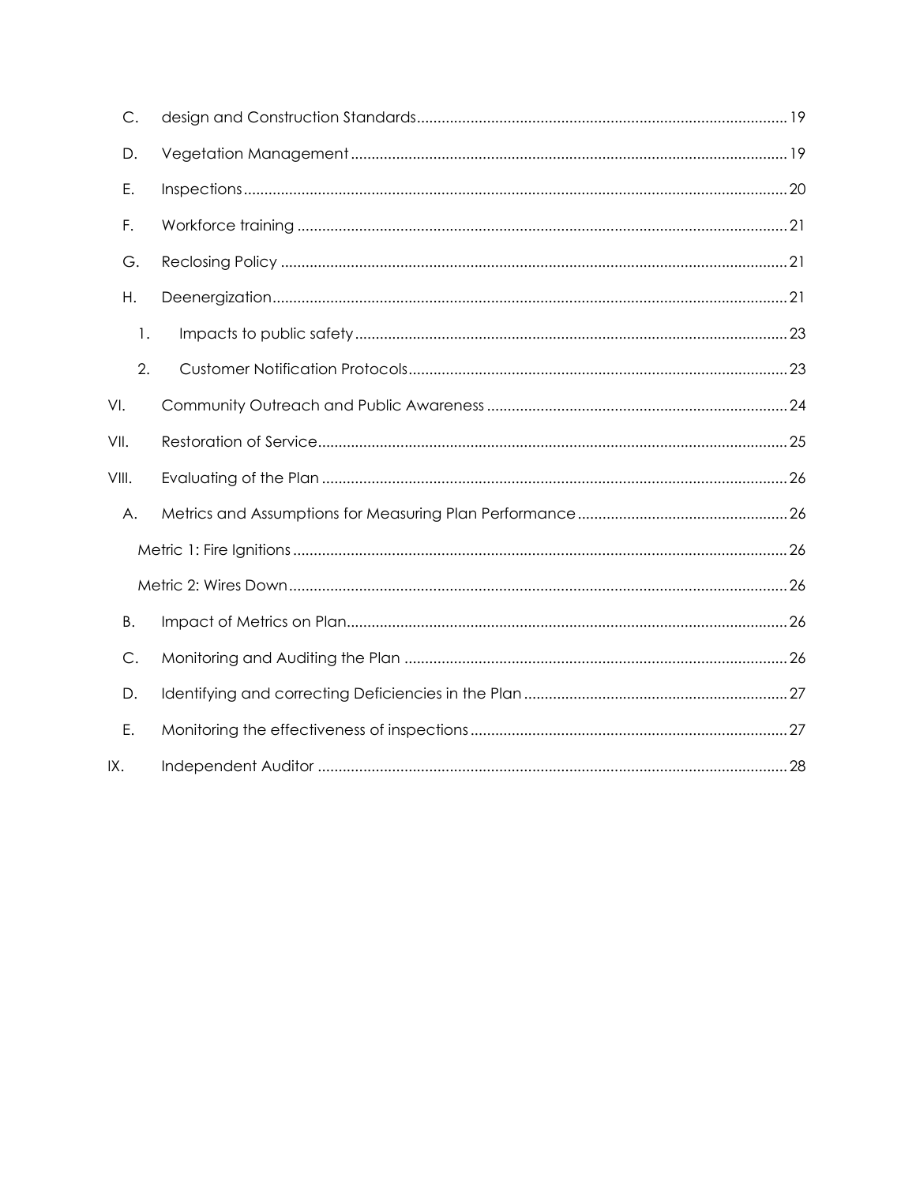C. design and Construction Standards ..... 19

D. Vegetation Management ..... 19

E. Inspections ..... 20

F. Workforce training ..... 21

G. Reclosing Policy ..... 21

H. Deenergization ..... 21

1. Impacts to public safety ..... 23

2. Customer Notification Protocols ..... 23

VI. Community Outreach and Public Awareness ..... 24

VII. Restoration of Service ..... 25

VIII. Evaluating of the Plan ..... 26

A. Metrics and Assumptions for Measuring Plan Performance ..... 26

Metric 1: Fire Ignitions ..... 26

Metric 2: Wires Down ..... 26

B. Impact of Metrics on Plan ..... 26

C. Monitoring and Auditing the Plan ..... 26

D. Identifying and correcting Deficiencies in the Plan ..... 27

E. Monitoring the effectiveness of inspections ..... 27

IX. Independent Auditor ..... 28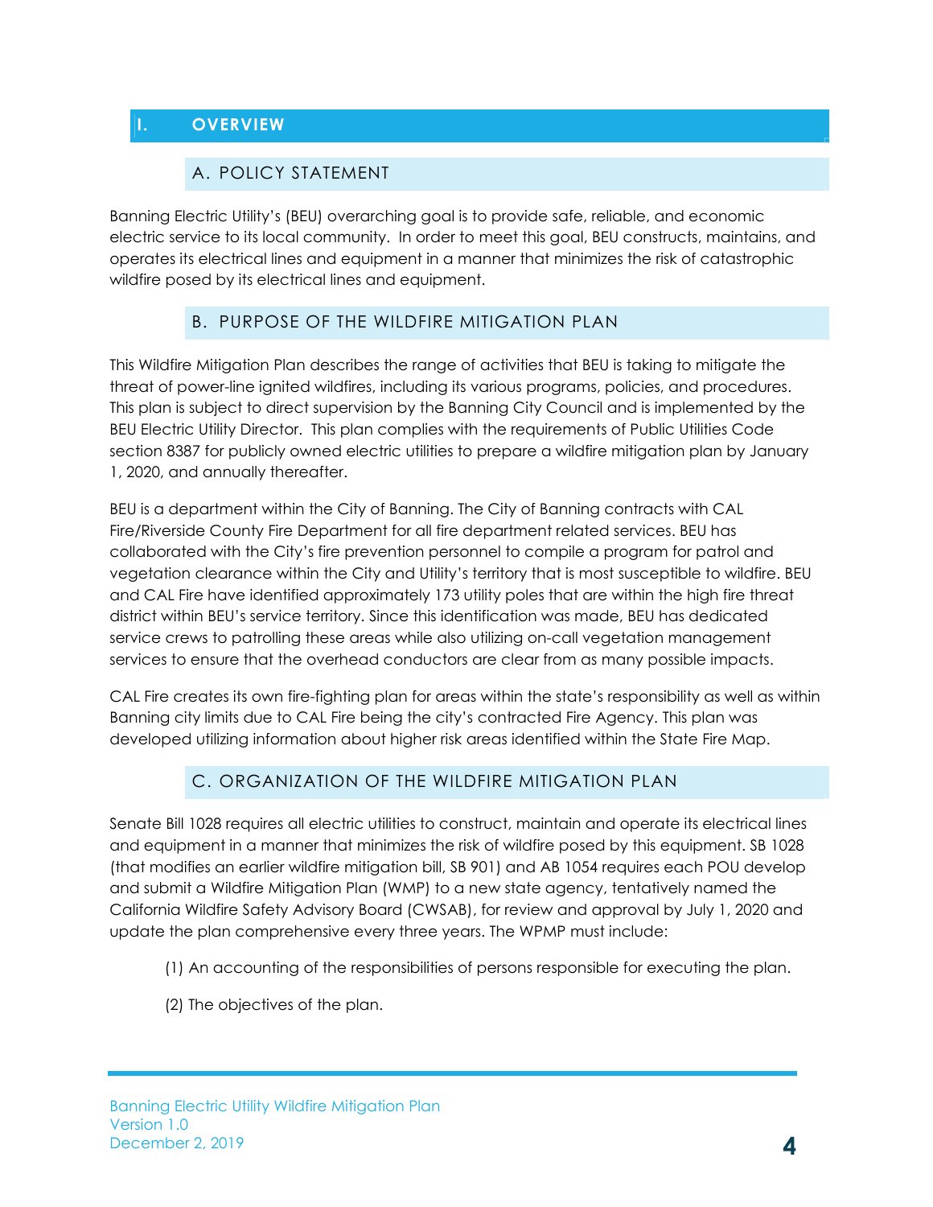# I. OVERVIEW

## A. POLICY STATEMENT

Banning Electric Utility's (BEU) overarching goal is to provide safe, reliable, and economic electric service to its local community. In order to meet this goal, BEU constructs, maintains, and operates its electrical lines and equipment in a manner that minimizes the risk of catastrophic wildfire posed by its electrical lines and equipment.

## B. PURPOSE OF THE WILDFIRE MITIGATION PLAN

This Wildfire Mitigation Plan describes the range of activities that BEU is taking to mitigate the threat of power-line ignited wildfires, including its various programs, policies, and procedures. This plan is subject to direct supervision by the Banning City Council and is implemented by the BEU Electric Utility Director. This plan complies with the requirements of Public Utilities Code section 8387 for publicly owned electric utilities to prepare a wildfire mitigation plan by January 1, 2020, and annually thereafter.

BEU is a department within the City of Banning. The City of Banning contracts with CAL Fire/Riverside County Fire Department for all fire department related services. BEU has collaborated with the City's fire prevention personnel to compile a program for patrol and vegetation clearance within the City and Utility's territory that is most susceptible to wildfire. BEU and CAL Fire have identified approximately 173 utility poles that are within the high fire threat district within BEU's service territory. Since this identification was made, BEU has dedicated service crews to patrolling these areas while also utilizing on-call vegetation management services to ensure that the overhead conductors are clear from as many possible impacts.

CAL Fire creates its own fire-fighting plan for areas within the state's responsibility as well as within Banning city limits due to CAL Fire being the city's contracted Fire Agency. This plan was developed utilizing information about higher risk areas identified within the State Fire Map.

## C. ORGANIZATION OF THE WILDFIRE MITIGATION PLAN

Senate Bill 1028 requires all electric utilities to construct, maintain and operate its electrical lines and equipment in a manner that minimizes the risk of wildfire posed by this equipment. SB 1028 (that modifies an earlier wildfire mitigation bill, SB 901) and AB 1054 requires each POU develop and submit a Wildfire Mitigation Plan (WMP) to a new state agency, tentatively named the California Wildfire Safety Advisory Board (CWSAB), for review and approval by July 1, 2020 and update the plan comprehensive every three years. The WPMP must include:

(1) An accounting of the responsibilities of persons responsible for executing the plan.

(2) The objectives of the plan.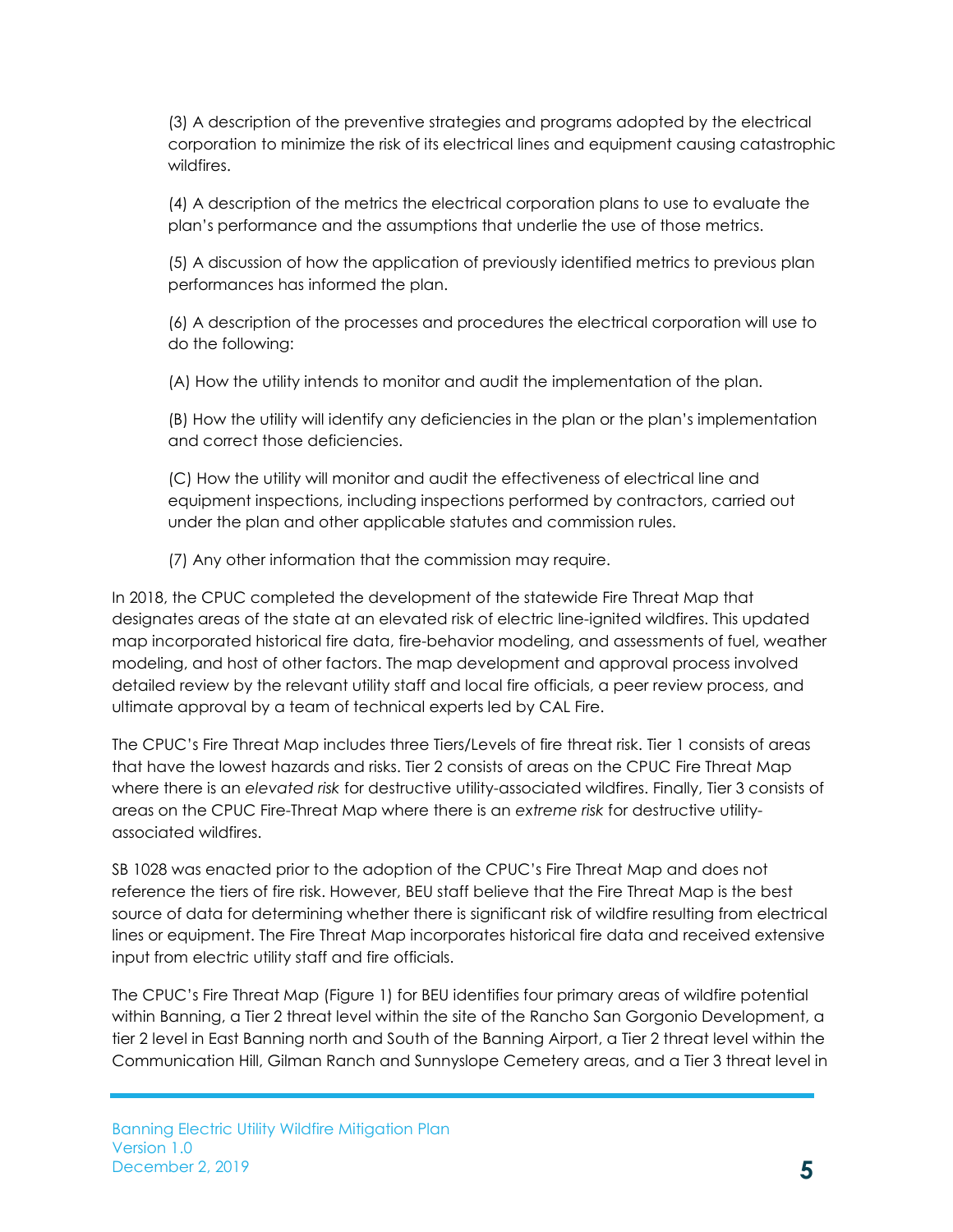(3) A description of the preventive strategies and programs adopted by the electrical corporation to minimize the risk of its electrical lines and equipment causing catastrophic wildfires.

(4) A description of the metrics the electrical corporation plans to use to evaluate the plan's performance and the assumptions that underlie the use of those metrics.

(5) A discussion of how the application of previously identified metrics to previous plan performances has informed the plan.

(6) A description of the processes and procedures the electrical corporation will use to do the following:

(A) How the utility intends to monitor and audit the implementation of the plan.

(B) How the utility will identify any deficiencies in the plan or the plan's implementation and correct those deficiencies.

(C) How the utility will monitor and audit the effectiveness of electrical line and equipment inspections, including inspections performed by contractors, carried out under the plan and other applicable statutes and commission rules.

(7) Any other information that the commission may require.

In 2018, the CPUC completed the development of the statewide Fire Threat Map that designates areas of the state at an elevated risk of electric line-ignited wildfires. This updated map incorporated historical fire data, fire-behavior modeling, and assessments of fuel, weather modeling, and host of other factors. The map development and approval process involved detailed review by the relevant utility staff and local fire officials, a peer review process, and ultimate approval by a team of technical experts led by CAL Fire.

The CPUC's Fire Threat Map includes three Tiers/Levels of fire threat risk. Tier 1 consists of areas that have the lowest hazards and risks. Tier 2 consists of areas on the CPUC Fire Threat Map where there is an *elevated risk* for destructive utility-associated wildfires. Finally, Tier 3 consists of areas on the CPUC Fire-Threat Map where there is an *extreme risk* for destructive utility-associated wildfires.

SB 1028 was enacted prior to the adoption of the CPUC's Fire Threat Map and does not reference the tiers of fire risk. However, BEU staff believe that the Fire Threat Map is the best source of data for determining whether there is significant risk of wildfire resulting from electrical lines or equipment. The Fire Threat Map incorporates historical fire data and received extensive input from electric utility staff and fire officials.

The CPUC's Fire Threat Map (Figure 1) for BEU identifies four primary areas of wildfire potential within Banning, a Tier 2 threat level within the site of the Rancho San Gorgonio Development, a tier 2 level in East Banning north and South of the Banning Airport, a Tier 2 threat level within the Communication Hill, Gilman Ranch and Sunnyslope Cemetery areas, and a Tier 3 threat level in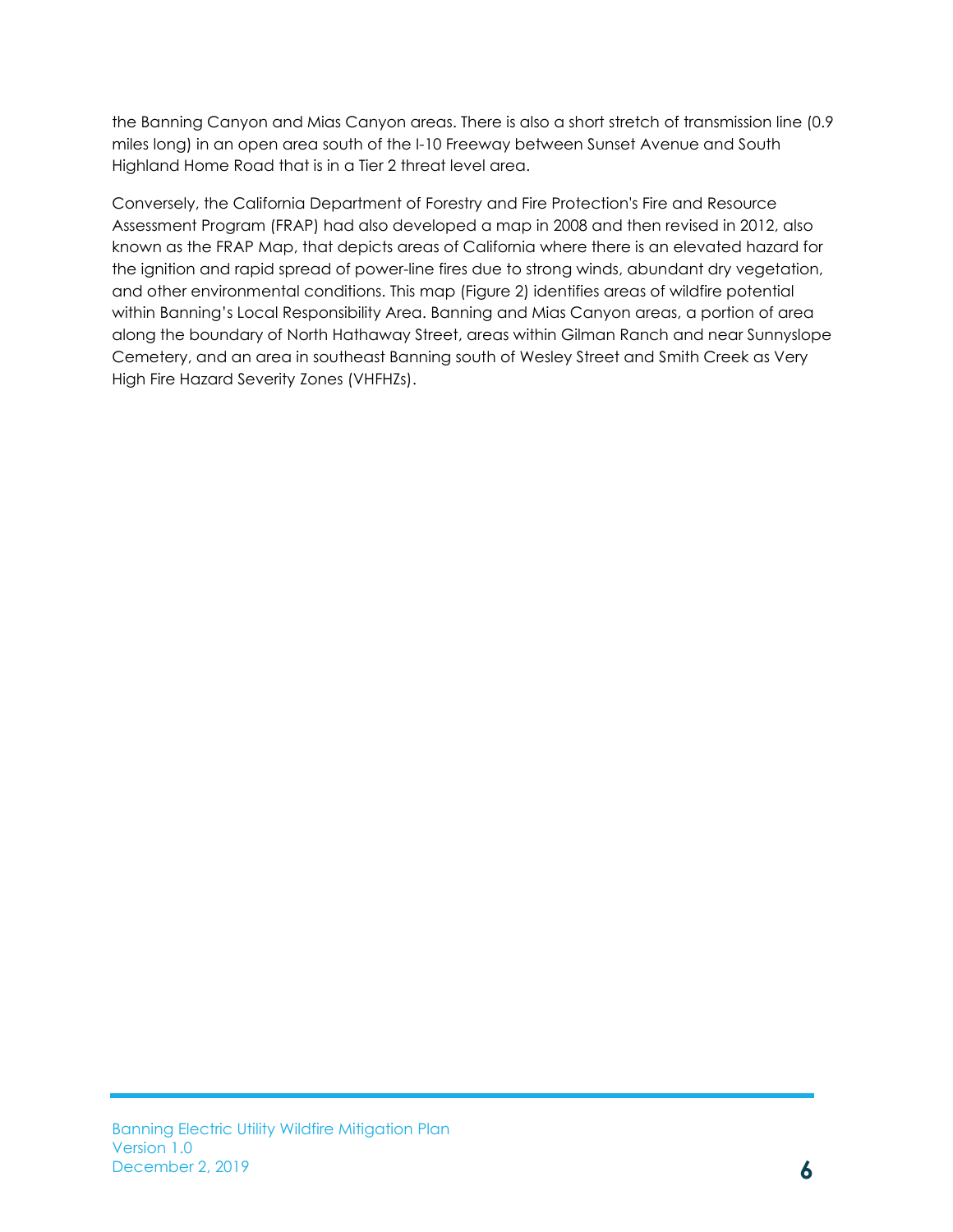the Banning Canyon and Mias Canyon areas. There is also a short stretch of transmission line (0.9 miles long) in an open area south of the I-10 Freeway between Sunset Avenue and South Highland Home Road that is in a Tier 2 threat level area.

Conversely, the California Department of Forestry and Fire Protection's Fire and Resource Assessment Program (FRAP) had also developed a map in 2008 and then revised in 2012, also known as the FRAP Map, that depicts areas of California where there is an elevated hazard for the ignition and rapid spread of power-line fires due to strong winds, abundant dry vegetation, and other environmental conditions. This map (Figure 2) identifies areas of wildfire potential within Banning's Local Responsibility Area. Banning and Mias Canyon areas, a portion of area along the boundary of North Hathaway Street, areas within Gilman Ranch and near Sunnyslope Cemetery, and an area in southeast Banning south of Wesley Street and Smith Creek as Very High Fire Hazard Severity Zones (VHFHZs).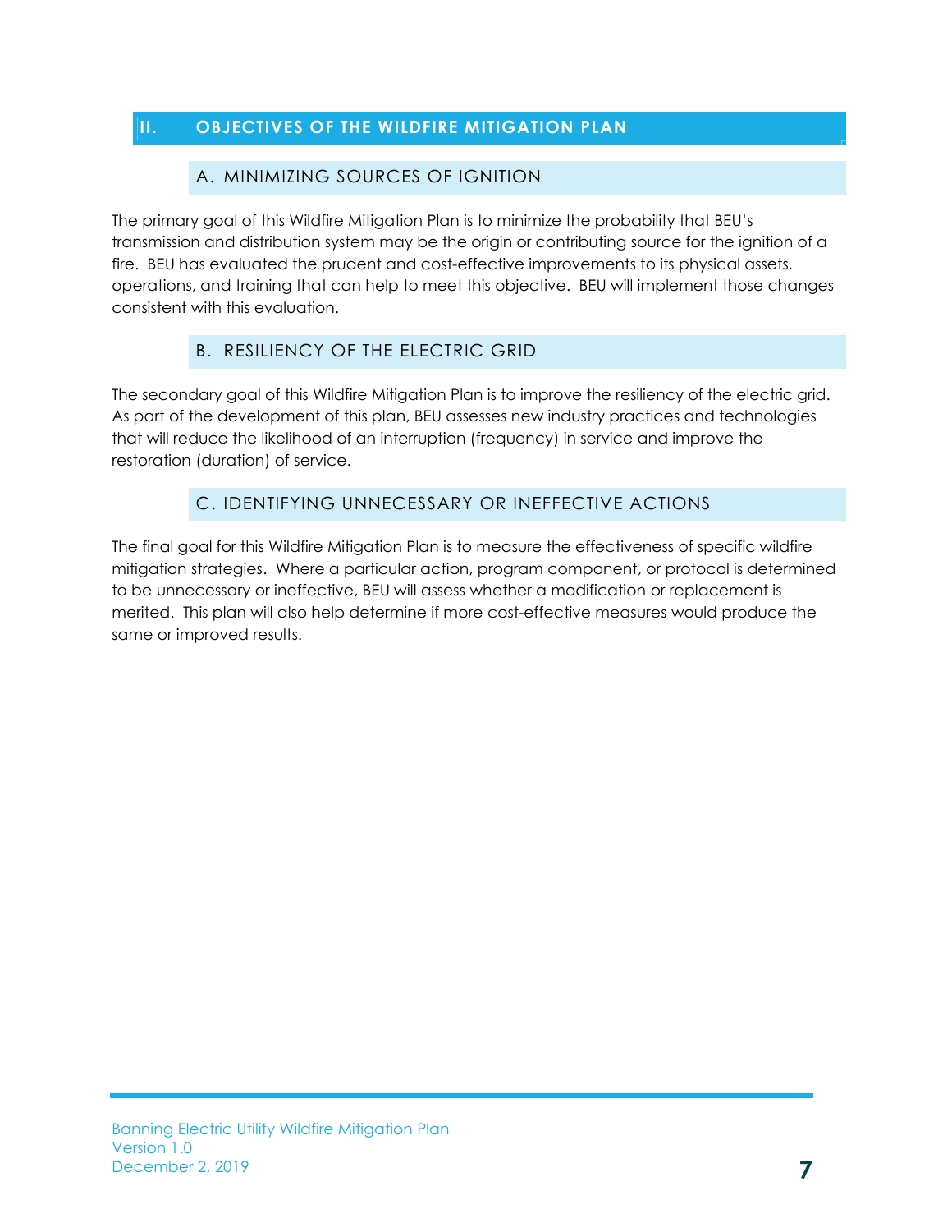## II. OBJECTIVES OF THE WILDFIRE MITIGATION PLAN

### A. MINIMIZING SOURCES OF IGNITION

The primary goal of this Wildfire Mitigation Plan is to minimize the probability that BEU's transmission and distribution system may be the origin or contributing source for the ignition of a fire. BEU has evaluated the prudent and cost-effective improvements to its physical assets, operations, and training that can help to meet this objective. BEU will implement those changes consistent with this evaluation.

### B. RESILIENCY OF THE ELECTRIC GRID

The secondary goal of this Wildfire Mitigation Plan is to improve the resiliency of the electric grid. As part of the development of this plan, BEU assesses new industry practices and technologies that will reduce the likelihood of an interruption (frequency) in service and improve the restoration (duration) of service.

### C. IDENTIFYING UNNECESSARY OR INEFFECTIVE ACTIONS

The final goal for this Wildfire Mitigation Plan is to measure the effectiveness of specific wildfire mitigation strategies. Where a particular action, program component, or protocol is determined to be unnecessary or ineffective, BEU will assess whether a modification or replacement is merited. This plan will also help determine if more cost-effective measures would produce the same or improved results.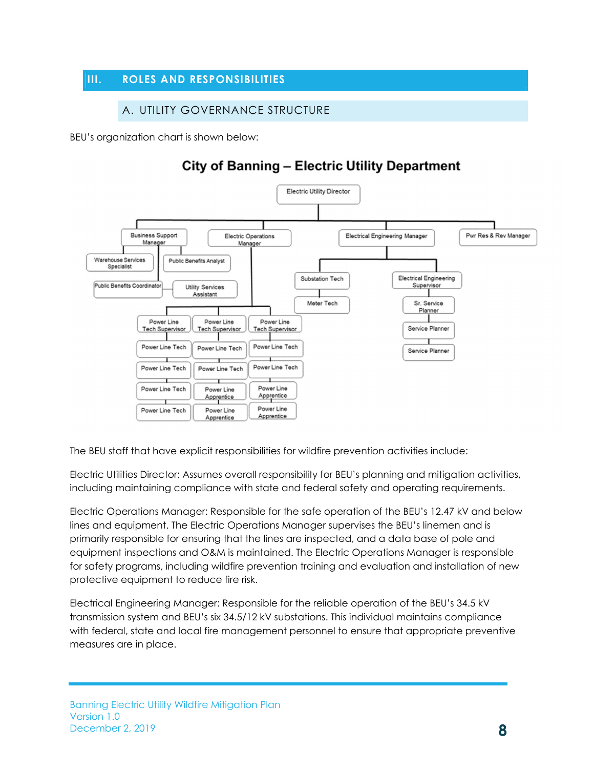## III. ROLES AND RESPONSIBILITIES

### A. UTILITY GOVERNANCE STRUCTURE

BEU's organization chart is shown below:

**City of Banning – Electric Utility Department**

- Electric Utility Director
  - Business Support Manager
    - Warehouse Services Specialist
    - Public Benefits Analyst
    - Public Benefits Coordinator
    - Utility Services Assistant
  - Electric Operations Manager
    - Power Line Tech Supervisor
      - Power Line Tech
      - Power Line Tech
      - Power Line Tech
      - Power Line Tech
    - Power Line Tech Supervisor
      - Power Line Tech
      - Power Line Tech
      - Power Line Apprentice
      - Power Line Apprentice
    - Power Line Tech Supervisor
      - Power Line Tech
      - Power Line Tech
      - Power Line Apprentice
      - Power Line Apprentice
  - Electrical Engineering Manager
    - Substation Tech
      - Meter Tech
    - Electrical Engineering Supervisor
      - Sr. Service Planner
        - Service Planner
        - Service Planner
  - Pwr Res & Rev Manager

The BEU staff that have explicit responsibilities for wildfire prevention activities include:

Electric Utilities Director: Assumes overall responsibility for BEU's planning and mitigation activities, including maintaining compliance with state and federal safety and operating requirements.

Electric Operations Manager: Responsible for the safe operation of the BEU's 12.47 kV and below lines and equipment. The Electric Operations Manager supervises the BEU's linemen and is primarily responsible for ensuring that the lines are inspected, and a data base of pole and equipment inspections and O&M is maintained. The Electric Operations Manager is responsible for safety programs, including wildfire prevention training and evaluation and installation of new protective equipment to reduce fire risk.

Electrical Engineering Manager: Responsible for the reliable operation of the BEU's 34.5 kV transmission system and BEU's six 34.5/12 kV substations. This individual maintains compliance with federal, state and local fire management personnel to ensure that appropriate preventive measures are in place.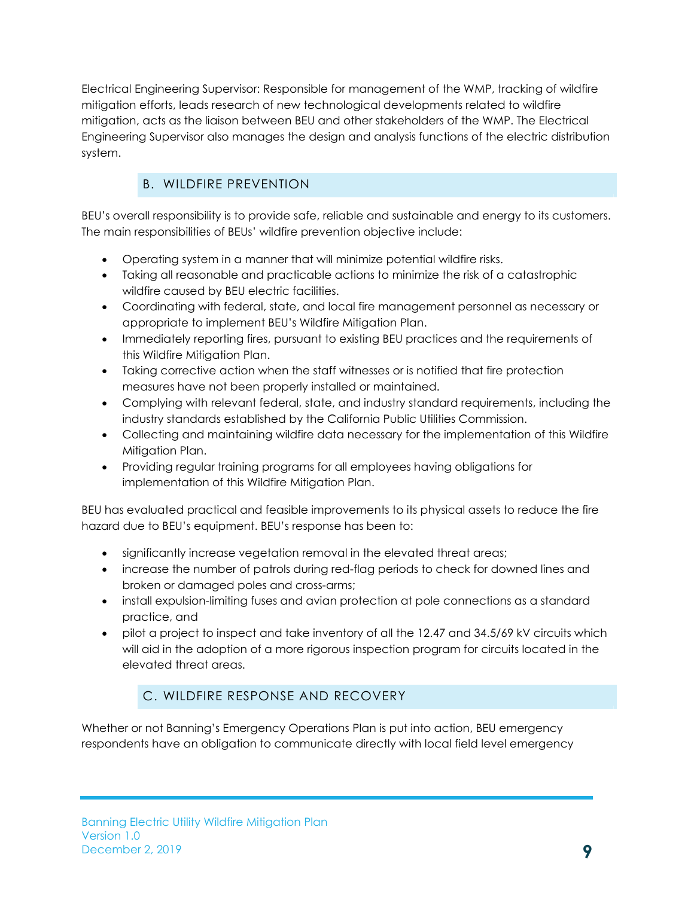Electrical Engineering Supervisor: Responsible for management of the WMP, tracking of wildfire mitigation efforts, leads research of new technological developments related to wildfire mitigation, acts as the liaison between BEU and other stakeholders of the WMP. The Electrical Engineering Supervisor also manages the design and analysis functions of the electric distribution system.

## B. WILDFIRE PREVENTION

BEU's overall responsibility is to provide safe, reliable and sustainable and energy to its customers. The main responsibilities of BEUs' wildfire prevention objective include:

- Operating system in a manner that will minimize potential wildfire risks.
- Taking all reasonable and practicable actions to minimize the risk of a catastrophic wildfire caused by BEU electric facilities.
- Coordinating with federal, state, and local fire management personnel as necessary or appropriate to implement BEU's Wildfire Mitigation Plan.
- Immediately reporting fires, pursuant to existing BEU practices and the requirements of this Wildfire Mitigation Plan.
- Taking corrective action when the staff witnesses or is notified that fire protection measures have not been properly installed or maintained.
- Complying with relevant federal, state, and industry standard requirements, including the industry standards established by the California Public Utilities Commission.
- Collecting and maintaining wildfire data necessary for the implementation of this Wildfire Mitigation Plan.
- Providing regular training programs for all employees having obligations for implementation of this Wildfire Mitigation Plan.

BEU has evaluated practical and feasible improvements to its physical assets to reduce the fire hazard due to BEU's equipment. BEU's response has been to:

- significantly increase vegetation removal in the elevated threat areas;
- increase the number of patrols during red-flag periods to check for downed lines and broken or damaged poles and cross-arms;
- install expulsion-limiting fuses and avian protection at pole connections as a standard practice, and
- pilot a project to inspect and take inventory of all the 12.47 and 34.5/69 kV circuits which will aid in the adoption of a more rigorous inspection program for circuits located in the elevated threat areas.

## C. WILDFIRE RESPONSE AND RECOVERY

Whether or not Banning's Emergency Operations Plan is put into action, BEU emergency respondents have an obligation to communicate directly with local field level emergency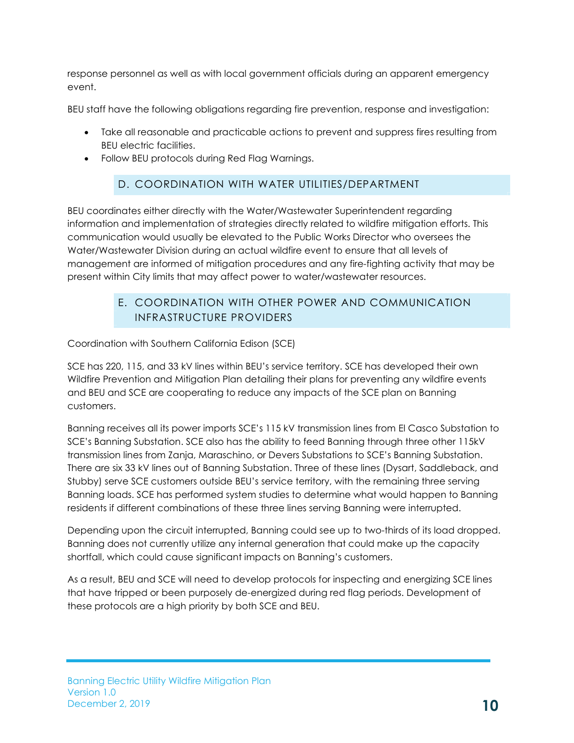response personnel as well as with local government officials during an apparent emergency event.

BEU staff have the following obligations regarding fire prevention, response and investigation:

- Take all reasonable and practicable actions to prevent and suppress fires resulting from BEU electric facilities.
- Follow BEU protocols during Red Flag Warnings.

## D. COORDINATION WITH WATER UTILITIES/DEPARTMENT

BEU coordinates either directly with the Water/Wastewater Superintendent regarding information and implementation of strategies directly related to wildfire mitigation efforts. This communication would usually be elevated to the Public Works Director who oversees the Water/Wastewater Division during an actual wildfire event to ensure that all levels of management are informed of mitigation procedures and any fire-fighting activity that may be present within City limits that may affect power to water/wastewater resources.

## E. COORDINATION WITH OTHER POWER AND COMMUNICATION INFRASTRUCTURE PROVIDERS

Coordination with Southern California Edison (SCE)

SCE has 220, 115, and 33 kV lines within BEU's service territory. SCE has developed their own Wildfire Prevention and Mitigation Plan detailing their plans for preventing any wildfire events and BEU and SCE are cooperating to reduce any impacts of the SCE plan on Banning customers.

Banning receives all its power imports SCE's 115 kV transmission lines from El Casco Substation to SCE's Banning Substation. SCE also has the ability to feed Banning through three other 115kV transmission lines from Zanja, Maraschino, or Devers Substations to SCE's Banning Substation. There are six 33 kV lines out of Banning Substation. Three of these lines (Dysart, Saddleback, and Stubby) serve SCE customers outside BEU's service territory, with the remaining three serving Banning loads. SCE has performed system studies to determine what would happen to Banning residents if different combinations of these three lines serving Banning were interrupted.

Depending upon the circuit interrupted, Banning could see up to two-thirds of its load dropped. Banning does not currently utilize any internal generation that could make up the capacity shortfall, which could cause significant impacts on Banning's customers.

As a result, BEU and SCE will need to develop protocols for inspecting and energizing SCE lines that have tripped or been purposely de-energized during red flag periods. Development of these protocols are a high priority by both SCE and BEU.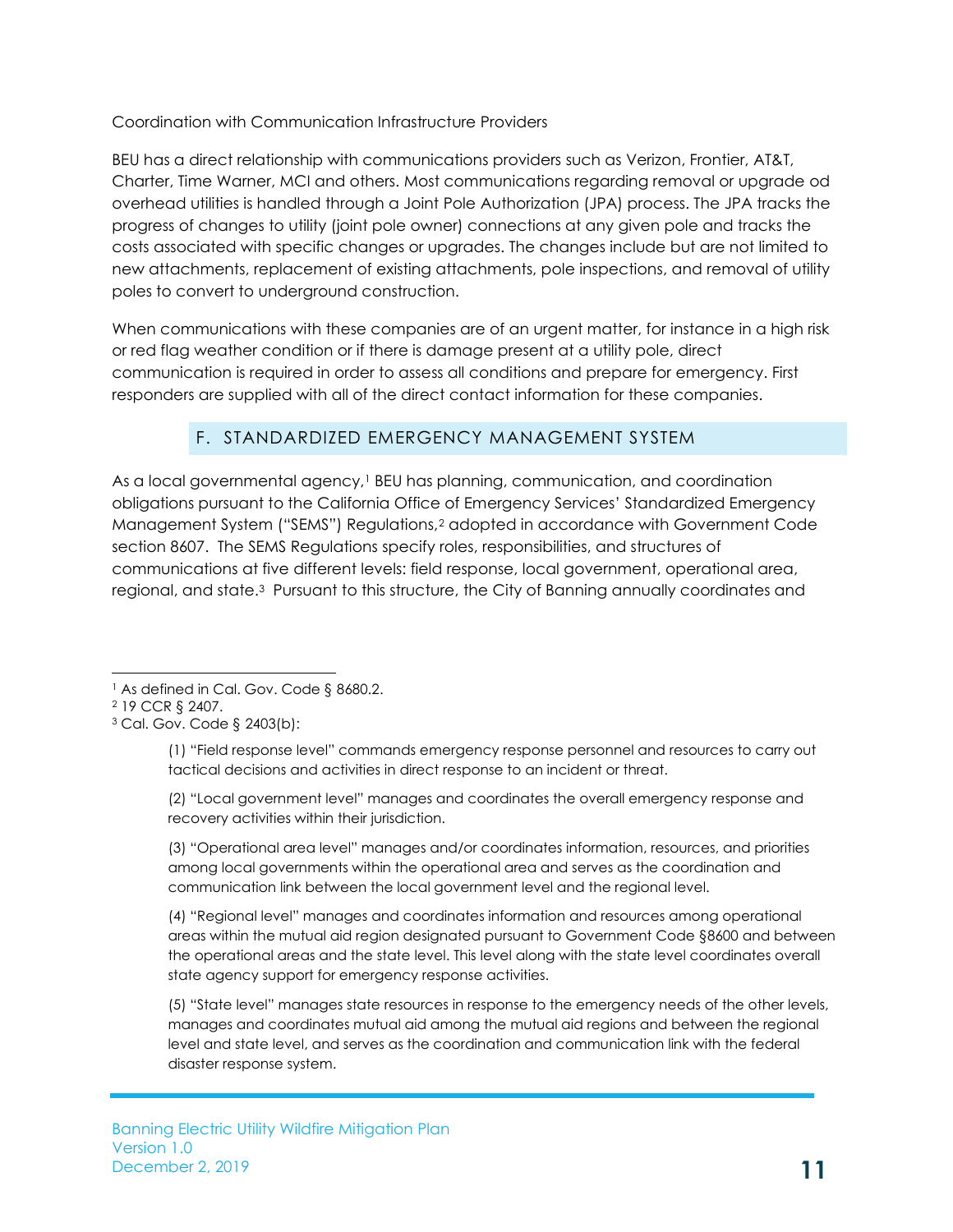Coordination with Communication Infrastructure Providers

BEU has a direct relationship with communications providers such as Verizon, Frontier, AT&T, Charter, Time Warner, MCI and others. Most communications regarding removal or upgrade od overhead utilities is handled through a Joint Pole Authorization (JPA) process. The JPA tracks the progress of changes to utility (joint pole owner) connections at any given pole and tracks the costs associated with specific changes or upgrades. The changes include but are not limited to new attachments, replacement of existing attachments, pole inspections, and removal of utility poles to convert to underground construction.

When communications with these companies are of an urgent matter, for instance in a high risk or red flag weather condition or if there is damage present at a utility pole, direct communication is required in order to assess all conditions and prepare for emergency. First responders are supplied with all of the direct contact information for these companies.

## F. STANDARDIZED EMERGENCY MANAGEMENT SYSTEM

As a local governmental agency,[1] BEU has planning, communication, and coordination obligations pursuant to the California Office of Emergency Services' Standardized Emergency Management System ("SEMS") Regulations,[2] adopted in accordance with Government Code section 8607. The SEMS Regulations specify roles, responsibilities, and structures of communications at five different levels: field response, local government, operational area, regional, and state.[3] Pursuant to this structure, the City of Banning annually coordinates and

---

[1] As defined in Cal. Gov. Code § 8680.2.

[2] 19 CCR § 2407.

[3] Cal. Gov. Code § 2403(b):

> (1) "Field response level" commands emergency response personnel and resources to carry out tactical decisions and activities in direct response to an incident or threat.
>
> (2) "Local government level" manages and coordinates the overall emergency response and recovery activities within their jurisdiction.
>
> (3) "Operational area level" manages and/or coordinates information, resources, and priorities among local governments within the operational area and serves as the coordination and communication link between the local government level and the regional level.
>
> (4) "Regional level" manages and coordinates information and resources among operational areas within the mutual aid region designated pursuant to Government Code §8600 and between the operational areas and the state level. This level along with the state level coordinates overall state agency support for emergency response activities.
>
> (5) "State level" manages state resources in response to the emergency needs of the other levels, manages and coordinates mutual aid among the mutual aid regions and between the regional level and state level, and serves as the coordination and communication link with the federal disaster response system.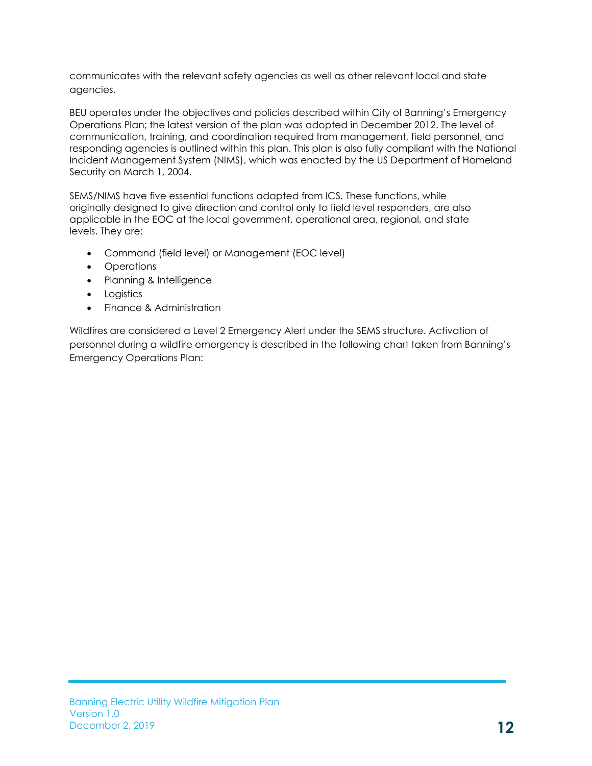communicates with the relevant safety agencies as well as other relevant local and state agencies.

BEU operates under the objectives and policies described within City of Banning's Emergency Operations Plan; the latest version of the plan was adopted in December 2012. The level of communication, training, and coordination required from management, field personnel, and responding agencies is outlined within this plan. This plan is also fully compliant with the National Incident Management System (NIMS), which was enacted by the US Department of Homeland Security on March 1, 2004.

SEMS/NIMS have five essential functions adapted from ICS. These functions, while originally designed to give direction and control only to field level responders, are also applicable in the EOC at the local government, operational area, regional, and state levels. They are:

- Command (field level) or Management (EOC level)
- Operations
- Planning & Intelligence
- Logistics
- Finance & Administration

Wildfires are considered a Level 2 Emergency Alert under the SEMS structure. Activation of personnel during a wildfire emergency is described in the following chart taken from Banning's Emergency Operations Plan: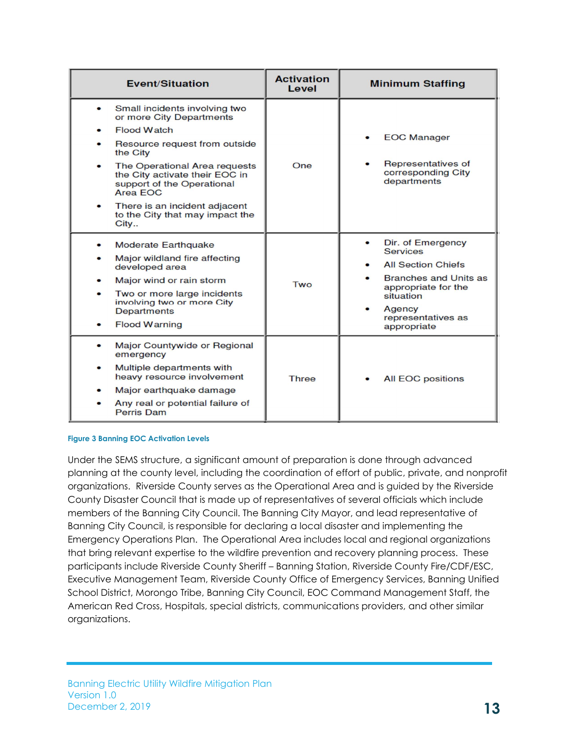| Event/Situation | Activation Level | Minimum Staffing |
|---|---|---|
| • Small incidents involving two or more City Departments<br>• Flood Watch<br>• Resource request from outside the City<br>• The Operational Area requests the City activate their EOC in support of the Operational Area EOC<br>• There is an incident adjacent to the City that may impact the City.. | One | • EOC Manager<br>• Representatives of corresponding City departments |
| • Moderate Earthquake<br>• Major wildland fire affecting developed area<br>• Major wind or rain storm<br>• Two or more large incidents involving two or more City Departments<br>• Flood Warning | Two | • Dir. of Emergency Services<br>• All Section Chiefs<br>• Branches and Units as appropriate for the situation<br>• Agency representatives as appropriate |
| • Major Countywide or Regional emergency<br>• Multiple departments with heavy resource involvement<br>• Major earthquake damage<br>• Any real or potential failure of Perris Dam | Three | • All EOC positions |

**Figure 3 Banning EOC Activation Levels**

Under the SEMS structure, a significant amount of preparation is done through advanced planning at the county level, including the coordination of effort of public, private, and nonprofit organizations. Riverside County serves as the Operational Area and is guided by the Riverside County Disaster Council that is made up of representatives of several officials which include members of the Banning City Council. The Banning City Mayor, and lead representative of Banning City Council, is responsible for declaring a local disaster and implementing the Emergency Operations Plan. The Operational Area includes local and regional organizations that bring relevant expertise to the wildfire prevention and recovery planning process. These participants include Riverside County Sheriff – Banning Station, Riverside County Fire/CDF/ESC, Executive Management Team, Riverside County Office of Emergency Services, Banning Unified School District, Morongo Tribe, Banning City Council, EOC Command Management Staff, the American Red Cross, Hospitals, special districts, communications providers, and other similar organizations.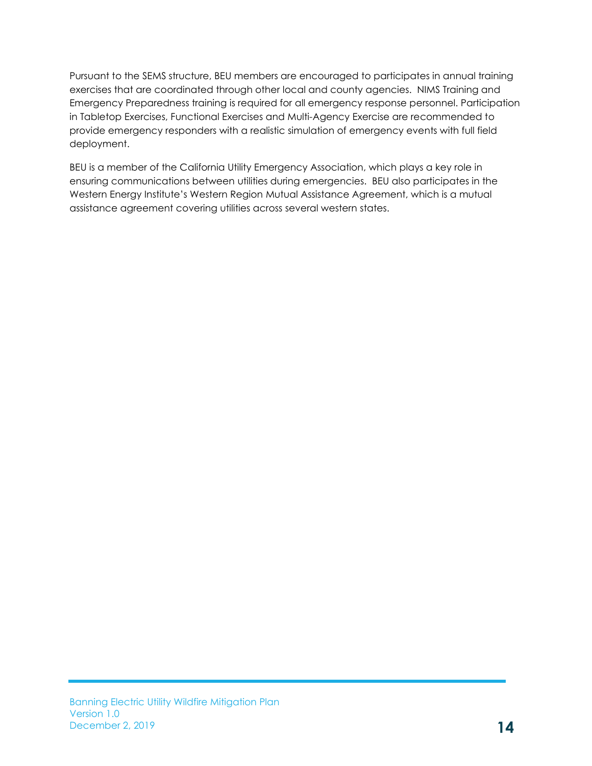Pursuant to the SEMS structure, BEU members are encouraged to participates in annual training exercises that are coordinated through other local and county agencies. NIMS Training and Emergency Preparedness training is required for all emergency response personnel. Participation in Tabletop Exercises, Functional Exercises and Multi-Agency Exercise are recommended to provide emergency responders with a realistic simulation of emergency events with full field deployment.

BEU is a member of the California Utility Emergency Association, which plays a key role in ensuring communications between utilities during emergencies. BEU also participates in the Western Energy Institute's Western Region Mutual Assistance Agreement, which is a mutual assistance agreement covering utilities across several western states.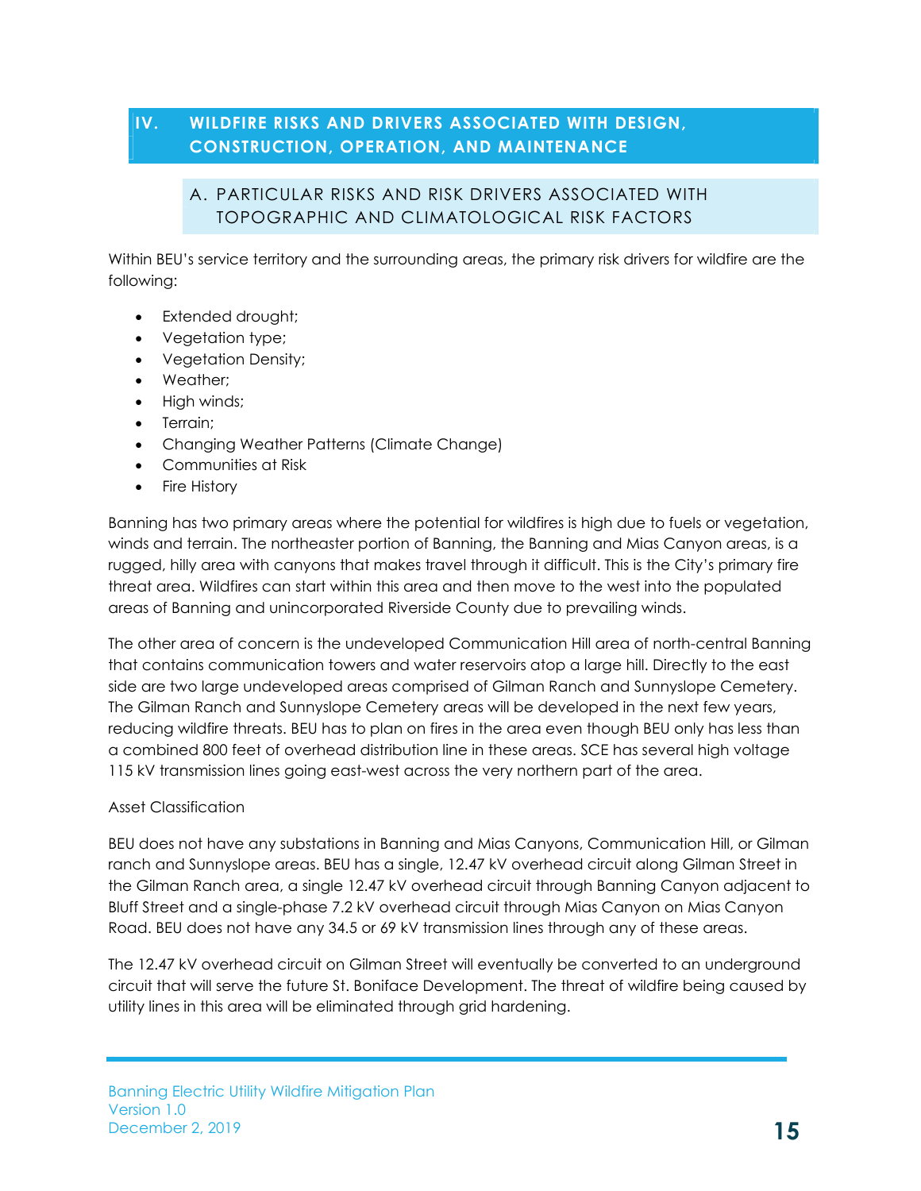# IV. WILDFIRE RISKS AND DRIVERS ASSOCIATED WITH DESIGN, CONSTRUCTION, OPERATION, AND MAINTENANCE

## A. PARTICULAR RISKS AND RISK DRIVERS ASSOCIATED WITH TOPOGRAPHIC AND CLIMATOLOGICAL RISK FACTORS

Within BEU's service territory and the surrounding areas, the primary risk drivers for wildfire are the following:

- Extended drought;
- Vegetation type;
- Vegetation Density;
- Weather;
- High winds;
- Terrain;
- Changing Weather Patterns (Climate Change)
- Communities at Risk
- Fire History

Banning has two primary areas where the potential for wildfires is high due to fuels or vegetation, winds and terrain. The northeaster portion of Banning, the Banning and Mias Canyon areas, is a rugged, hilly area with canyons that makes travel through it difficult. This is the City's primary fire threat area. Wildfires can start within this area and then move to the west into the populated areas of Banning and unincorporated Riverside County due to prevailing winds.

The other area of concern is the undeveloped Communication Hill area of north-central Banning that contains communication towers and water reservoirs atop a large hill. Directly to the east side are two large undeveloped areas comprised of Gilman Ranch and Sunnyslope Cemetery. The Gilman Ranch and Sunnyslope Cemetery areas will be developed in the next few years, reducing wildfire threats. BEU has to plan on fires in the area even though BEU only has less than a combined 800 feet of overhead distribution line in these areas. SCE has several high voltage 115 kV transmission lines going east-west across the very northern part of the area.

Asset Classification

BEU does not have any substations in Banning and Mias Canyons, Communication Hill, or Gilman ranch and Sunnyslope areas. BEU has a single, 12.47 kV overhead circuit along Gilman Street in the Gilman Ranch area, a single 12.47 kV overhead circuit through Banning Canyon adjacent to Bluff Street and a single-phase 7.2 kV overhead circuit through Mias Canyon on Mias Canyon Road. BEU does not have any 34.5 or 69 kV transmission lines through any of these areas.

The 12.47 kV overhead circuit on Gilman Street will eventually be converted to an underground circuit that will serve the future St. Boniface Development. The threat of wildfire being caused by utility lines in this area will be eliminated through grid hardening.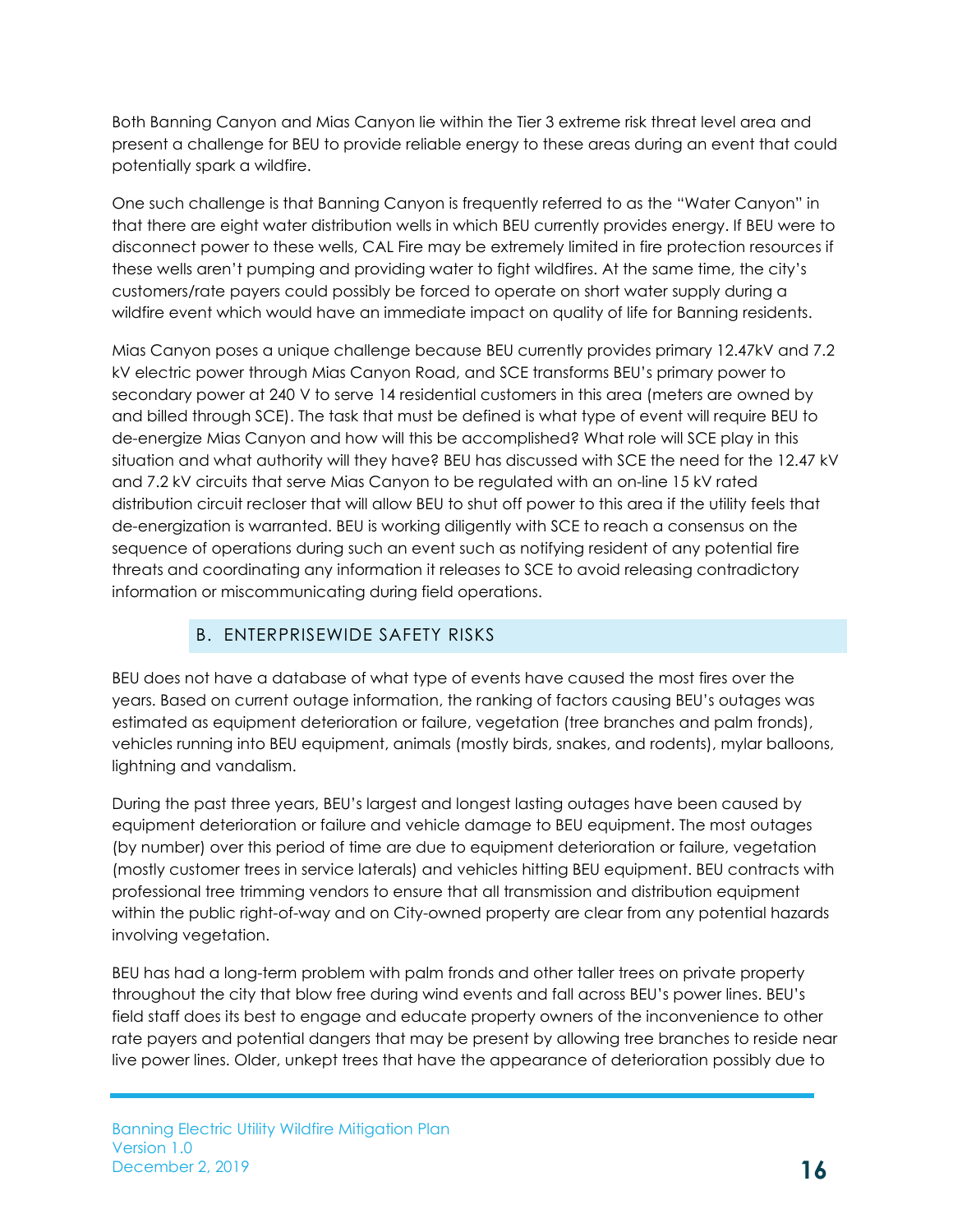Both Banning Canyon and Mias Canyon lie within the Tier 3 extreme risk threat level area and present a challenge for BEU to provide reliable energy to these areas during an event that could potentially spark a wildfire.

One such challenge is that Banning Canyon is frequently referred to as the "Water Canyon" in that there are eight water distribution wells in which BEU currently provides energy. If BEU were to disconnect power to these wells, CAL Fire may be extremely limited in fire protection resources if these wells aren't pumping and providing water to fight wildfires. At the same time, the city's customers/rate payers could possibly be forced to operate on short water supply during a wildfire event which would have an immediate impact on quality of life for Banning residents.

Mias Canyon poses a unique challenge because BEU currently provides primary 12.47kV and 7.2 kV electric power through Mias Canyon Road, and SCE transforms BEU's primary power to secondary power at 240 V to serve 14 residential customers in this area (meters are owned by and billed through SCE). The task that must be defined is what type of event will require BEU to de-energize Mias Canyon and how will this be accomplished? What role will SCE play in this situation and what authority will they have? BEU has discussed with SCE the need for the 12.47 kV and 7.2 kV circuits that serve Mias Canyon to be regulated with an on-line 15 kV rated distribution circuit recloser that will allow BEU to shut off power to this area if the utility feels that de-energization is warranted. BEU is working diligently with SCE to reach a consensus on the sequence of operations during such an event such as notifying resident of any potential fire threats and coordinating any information it releases to SCE to avoid releasing contradictory information or miscommunicating during field operations.

## B. ENTERPRISEWIDE SAFETY RISKS

BEU does not have a database of what type of events have caused the most fires over the years. Based on current outage information, the ranking of factors causing BEU's outages was estimated as equipment deterioration or failure, vegetation (tree branches and palm fronds), vehicles running into BEU equipment, animals (mostly birds, snakes, and rodents), mylar balloons, lightning and vandalism.

During the past three years, BEU's largest and longest lasting outages have been caused by equipment deterioration or failure and vehicle damage to BEU equipment. The most outages (by number) over this period of time are due to equipment deterioration or failure, vegetation (mostly customer trees in service laterals) and vehicles hitting BEU equipment. BEU contracts with professional tree trimming vendors to ensure that all transmission and distribution equipment within the public right-of-way and on City-owned property are clear from any potential hazards involving vegetation.

BEU has had a long-term problem with palm fronds and other taller trees on private property throughout the city that blow free during wind events and fall across BEU's power lines. BEU's field staff does its best to engage and educate property owners of the inconvenience to other rate payers and potential dangers that may be present by allowing tree branches to reside near live power lines. Older, unkept trees that have the appearance of deterioration possibly due to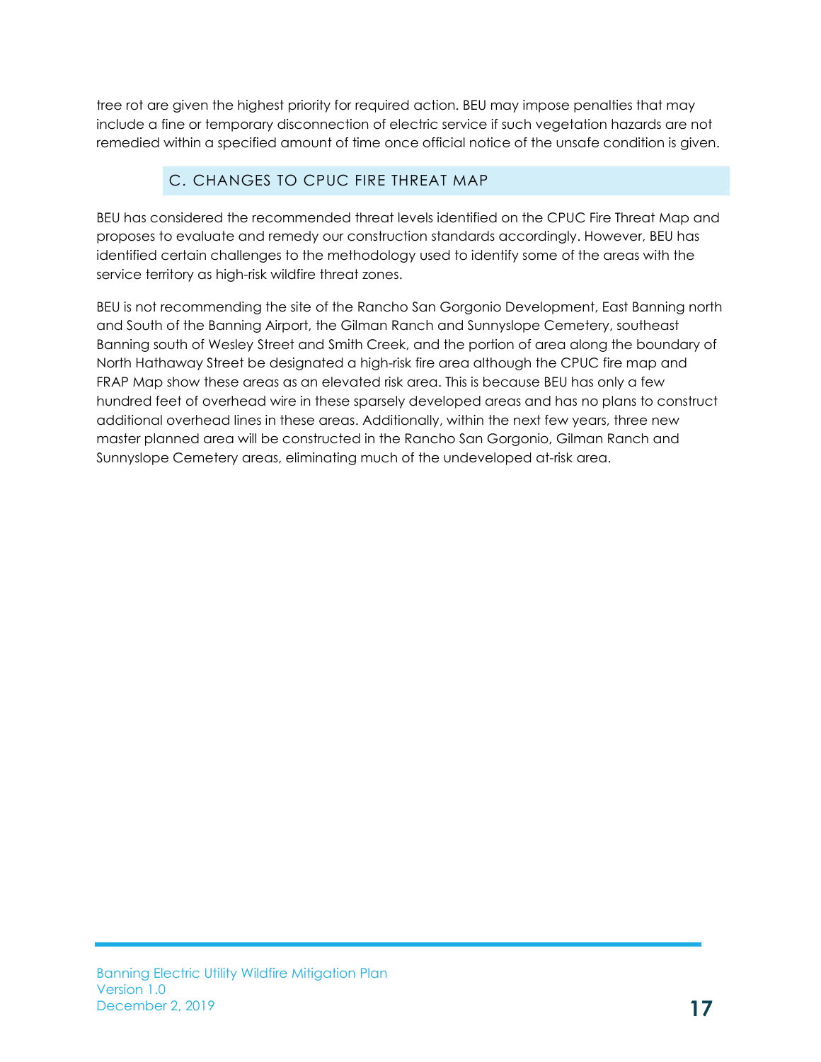tree rot are given the highest priority for required action. BEU may impose penalties that may include a fine or temporary disconnection of electric service if such vegetation hazards are not remedied within a specified amount of time once official notice of the unsafe condition is given.

### C. CHANGES TO CPUC FIRE THREAT MAP

BEU has considered the recommended threat levels identified on the CPUC Fire Threat Map and proposes to evaluate and remedy our construction standards accordingly. However, BEU has identified certain challenges to the methodology used to identify some of the areas with the service territory as high-risk wildfire threat zones.

BEU is not recommending the site of the Rancho San Gorgonio Development, East Banning north and South of the Banning Airport, the Gilman Ranch and Sunnyslope Cemetery, southeast Banning south of Wesley Street and Smith Creek, and the portion of area along the boundary of North Hathaway Street be designated a high-risk fire area although the CPUC fire map and FRAP Map show these areas as an elevated risk area. This is because BEU has only a few hundred feet of overhead wire in these sparsely developed areas and has no plans to construct additional overhead lines in these areas. Additionally, within the next few years, three new master planned area will be constructed in the Rancho San Gorgonio, Gilman Ranch and Sunnyslope Cemetery areas, eliminating much of the undeveloped at-risk area.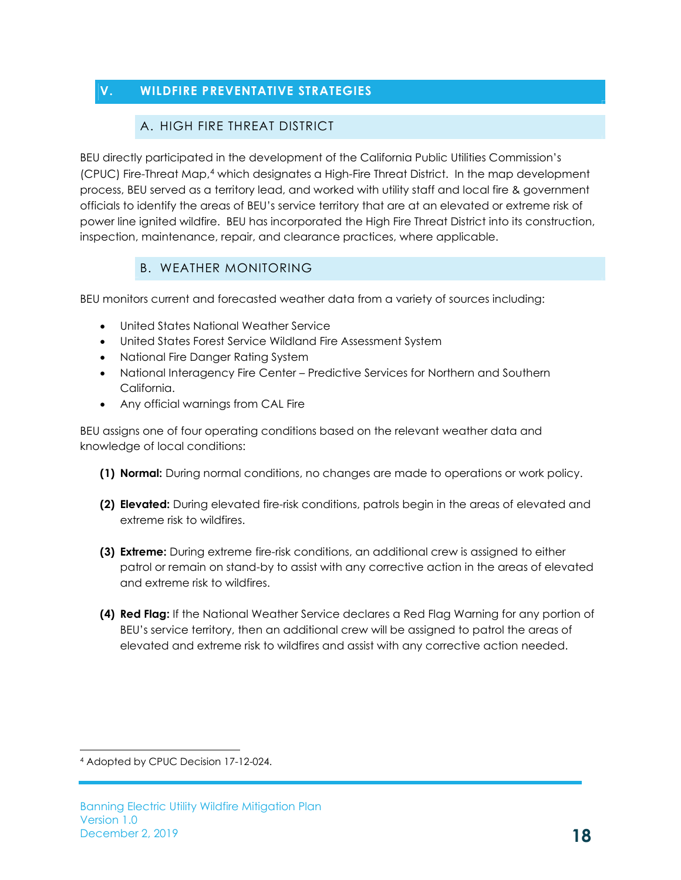# V. WILDFIRE PREVENTATIVE STRATEGIES

## A. HIGH FIRE THREAT DISTRICT

BEU directly participated in the development of the California Public Utilities Commission's (CPUC) Fire-Threat Map,[4] which designates a High-Fire Threat District. In the map development process, BEU served as a territory lead, and worked with utility staff and local fire & government officials to identify the areas of BEU's service territory that are at an elevated or extreme risk of power line ignited wildfire. BEU has incorporated the High Fire Threat District into its construction, inspection, maintenance, repair, and clearance practices, where applicable.

## B. WEATHER MONITORING

BEU monitors current and forecasted weather data from a variety of sources including:

- United States National Weather Service
- United States Forest Service Wildland Fire Assessment System
- National Fire Danger Rating System
- National Interagency Fire Center – Predictive Services for Northern and Southern California.
- Any official warnings from CAL Fire

BEU assigns one of four operating conditions based on the relevant weather data and knowledge of local conditions:

**(1) Normal:** During normal conditions, no changes are made to operations or work policy.

**(2) Elevated:** During elevated fire-risk conditions, patrols begin in the areas of elevated and extreme risk to wildfires.

**(3) Extreme:** During extreme fire-risk conditions, an additional crew is assigned to either patrol or remain on stand-by to assist with any corrective action in the areas of elevated and extreme risk to wildfires.

**(4) Red Flag:** If the National Weather Service declares a Red Flag Warning for any portion of BEU's service territory, then an additional crew will be assigned to patrol the areas of elevated and extreme risk to wildfires and assist with any corrective action needed.

---

[4] Adopted by CPUC Decision 17-12-024.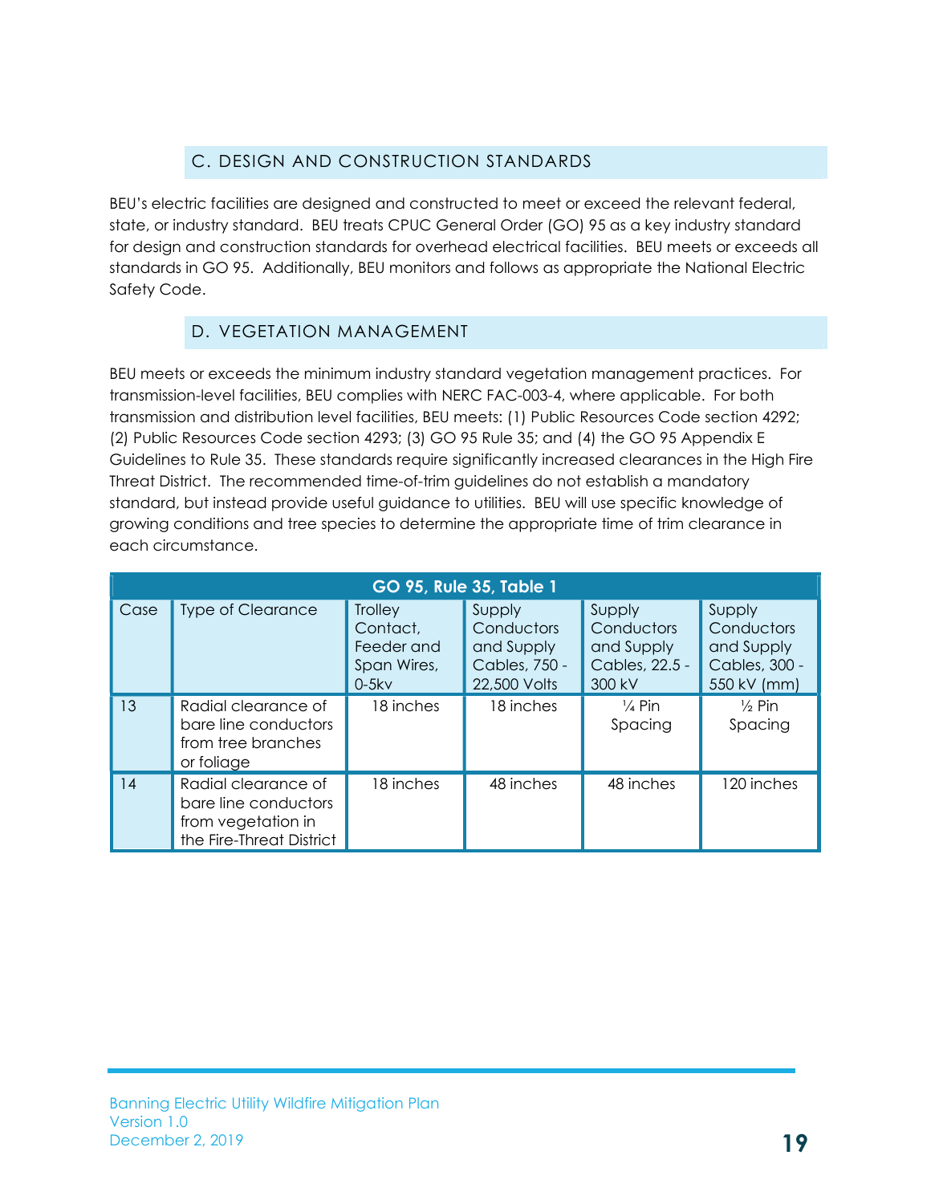## C. DESIGN AND CONSTRUCTION STANDARDS

BEU's electric facilities are designed and constructed to meet or exceed the relevant federal, state, or industry standard. BEU treats CPUC General Order (GO) 95 as a key industry standard for design and construction standards for overhead electrical facilities. BEU meets or exceeds all standards in GO 95. Additionally, BEU monitors and follows as appropriate the National Electric Safety Code.

## D. VEGETATION MANAGEMENT

BEU meets or exceeds the minimum industry standard vegetation management practices. For transmission-level facilities, BEU complies with NERC FAC-003-4, where applicable. For both transmission and distribution level facilities, BEU meets: (1) Public Resources Code section 4292; (2) Public Resources Code section 4293; (3) GO 95 Rule 35; and (4) the GO 95 Appendix E Guidelines to Rule 35. These standards require significantly increased clearances in the High Fire Threat District. The recommended time-of-trim guidelines do not establish a mandatory standard, but instead provide useful guidance to utilities. BEU will use specific knowledge of growing conditions and tree species to determine the appropriate time of trim clearance in each circumstance.

**GO 95, Rule 35, Table 1**

| Case | Type of Clearance | Trolley Contact, Feeder and Span Wires, 0-5kv | Supply Conductors and Supply Cables, 750 - 22,500 Volts | Supply Conductors and Supply Cables, 22.5 - 300 kV | Supply Conductors and Supply Cables, 300 - 550 kV (mm) |
|---|---|---|---|---|---|
| 13 | Radial clearance of bare line conductors from tree branches or foliage | 18 inches | 18 inches | ¼ Pin Spacing | ½ Pin Spacing |
| 14 | Radial clearance of bare line conductors from vegetation in the Fire-Threat District | 18 inches | 48 inches | 48 inches | 120 inches |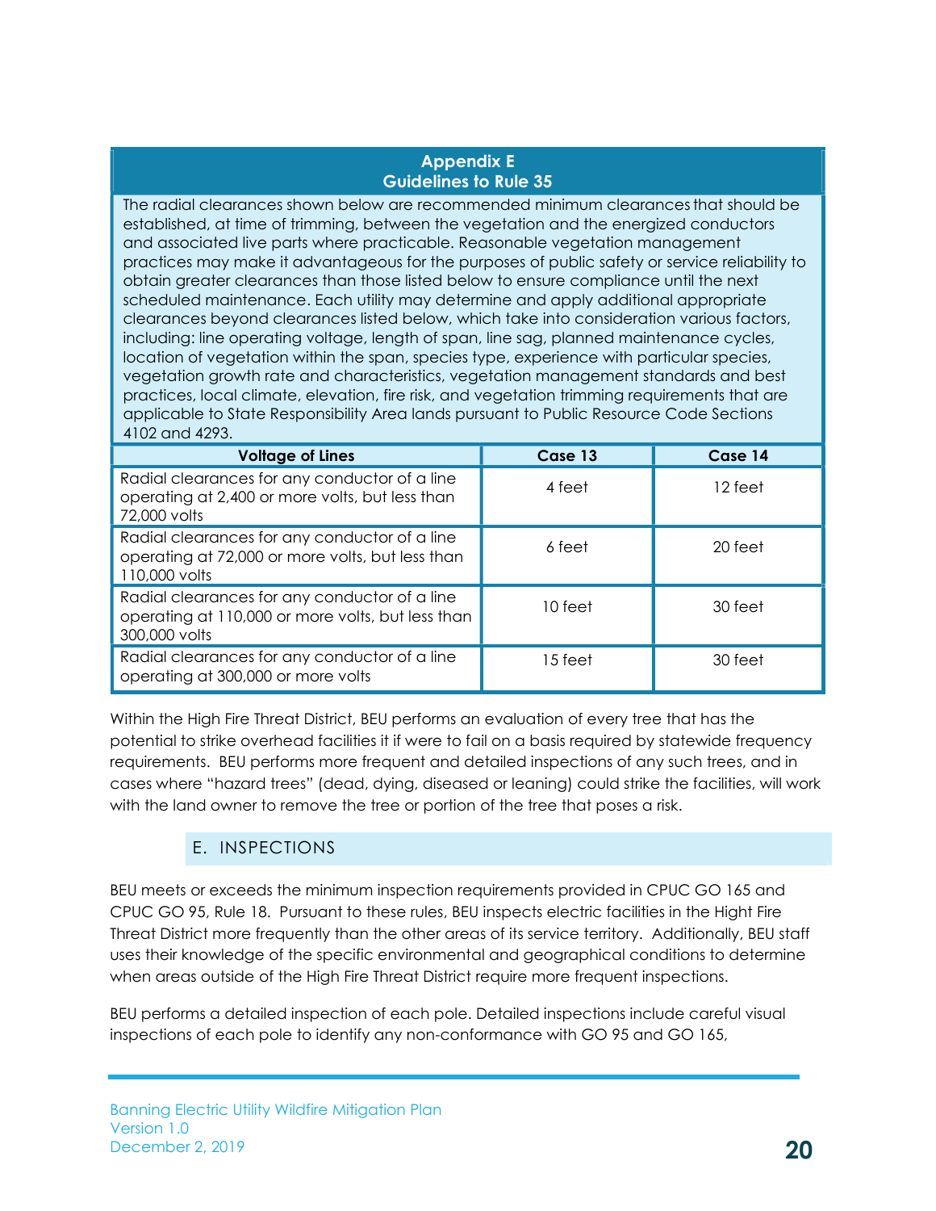**Appendix E**
**Guidelines to Rule 35**

The radial clearances shown below are recommended minimum clearances that should be established, at time of trimming, between the vegetation and the energized conductors and associated live parts where practicable. Reasonable vegetation management practices may make it advantageous for the purposes of public safety or service reliability to obtain greater clearances than those listed below to ensure compliance until the next scheduled maintenance. Each utility may determine and apply additional appropriate clearances beyond clearances listed below, which take into consideration various factors, including: line operating voltage, length of span, line sag, planned maintenance cycles, location of vegetation within the span, species type, experience with particular species, vegetation growth rate and characteristics, vegetation management standards and best practices, local climate, elevation, fire risk, and vegetation trimming requirements that are applicable to State Responsibility Area lands pursuant to Public Resource Code Sections 4102 and 4293.

| Voltage of Lines | Case 13 | Case 14 |
|---|---|---|
| Radial clearances for any conductor of a line operating at 2,400 or more volts, but less than 72,000 volts | 4 feet | 12 feet |
| Radial clearances for any conductor of a line operating at 72,000 or more volts, but less than 110,000 volts | 6 feet | 20 feet |
| Radial clearances for any conductor of a line operating at 110,000 or more volts, but less than 300,000 volts | 10 feet | 30 feet |
| Radial clearances for any conductor of a line operating at 300,000 or more volts | 15 feet | 30 feet |

Within the High Fire Threat District, BEU performs an evaluation of every tree that has the potential to strike overhead facilities it if were to fail on a basis required by statewide frequency requirements. BEU performs more frequent and detailed inspections of any such trees, and in cases where "hazard trees" (dead, dying, diseased or leaning) could strike the facilities, will work with the land owner to remove the tree or portion of the tree that poses a risk.

## E. INSPECTIONS

BEU meets or exceeds the minimum inspection requirements provided in CPUC GO 165 and CPUC GO 95, Rule 18. Pursuant to these rules, BEU inspects electric facilities in the Hight Fire Threat District more frequently than the other areas of its service territory. Additionally, BEU staff uses their knowledge of the specific environmental and geographical conditions to determine when areas outside of the High Fire Threat District require more frequent inspections.

BEU performs a detailed inspection of each pole. Detailed inspections include careful visual inspections of each pole to identify any non-conformance with GO 95 and GO 165,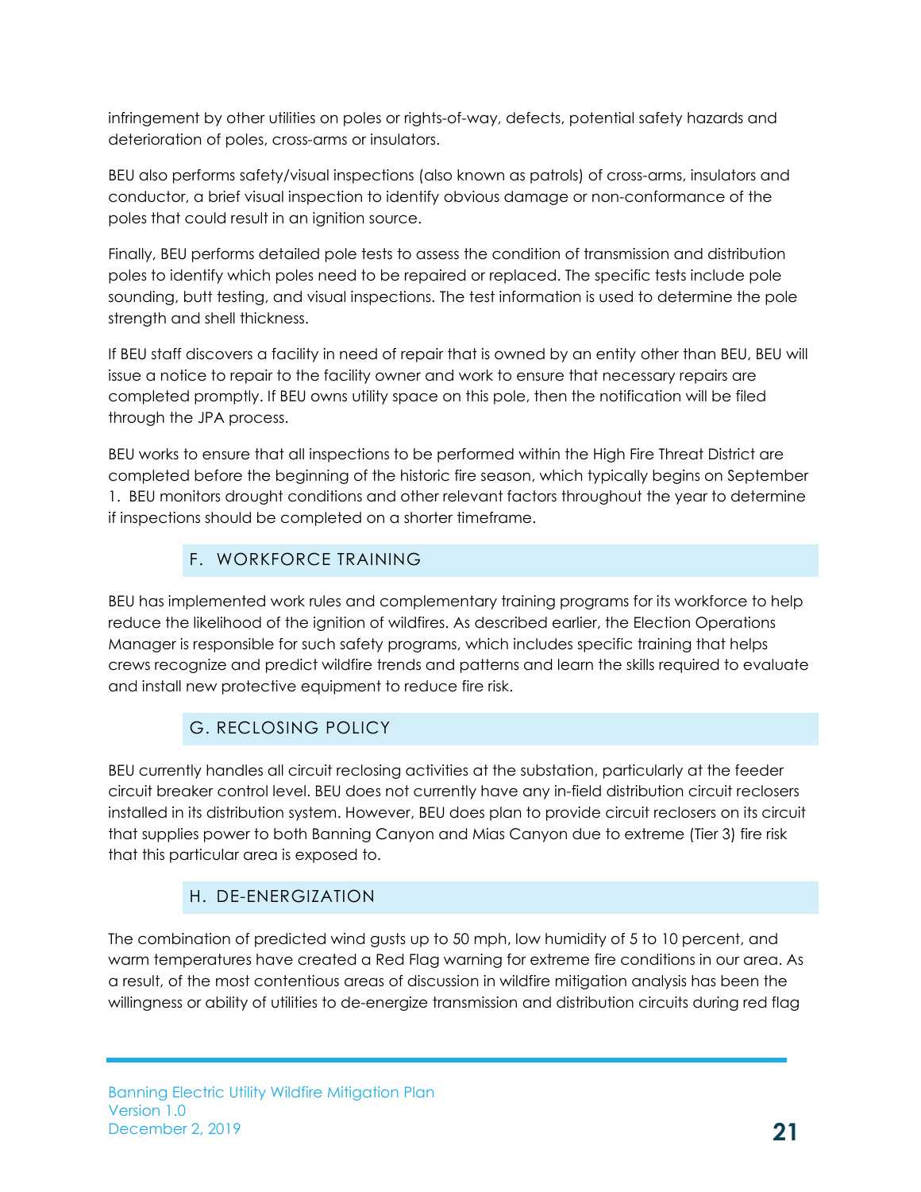infringement by other utilities on poles or rights-of-way, defects, potential safety hazards and deterioration of poles, cross-arms or insulators.

BEU also performs safety/visual inspections (also known as patrols) of cross-arms, insulators and conductor, a brief visual inspection to identify obvious damage or non-conformance of the poles that could result in an ignition source.

Finally, BEU performs detailed pole tests to assess the condition of transmission and distribution poles to identify which poles need to be repaired or replaced. The specific tests include pole sounding, butt testing, and visual inspections. The test information is used to determine the pole strength and shell thickness.

If BEU staff discovers a facility in need of repair that is owned by an entity other than BEU, BEU will issue a notice to repair to the facility owner and work to ensure that necessary repairs are completed promptly. If BEU owns utility space on this pole, then the notification will be filed through the JPA process.

BEU works to ensure that all inspections to be performed within the High Fire Threat District are completed before the beginning of the historic fire season, which typically begins on September 1. BEU monitors drought conditions and other relevant factors throughout the year to determine if inspections should be completed on a shorter timeframe.

## F. WORKFORCE TRAINING

BEU has implemented work rules and complementary training programs for its workforce to help reduce the likelihood of the ignition of wildfires. As described earlier, the Election Operations Manager is responsible for such safety programs, which includes specific training that helps crews recognize and predict wildfire trends and patterns and learn the skills required to evaluate and install new protective equipment to reduce fire risk.

## G. RECLOSING POLICY

BEU currently handles all circuit reclosing activities at the substation, particularly at the feeder circuit breaker control level. BEU does not currently have any in-field distribution circuit reclosers installed in its distribution system. However, BEU does plan to provide circuit reclosers on its circuit that supplies power to both Banning Canyon and Mias Canyon due to extreme (Tier 3) fire risk that this particular area is exposed to.

## H. DE-ENERGIZATION

The combination of predicted wind gusts up to 50 mph, low humidity of 5 to 10 percent, and warm temperatures have created a Red Flag warning for extreme fire conditions in our area. As a result, of the most contentious areas of discussion in wildfire mitigation analysis has been the willingness or ability of utilities to de-energize transmission and distribution circuits during red flag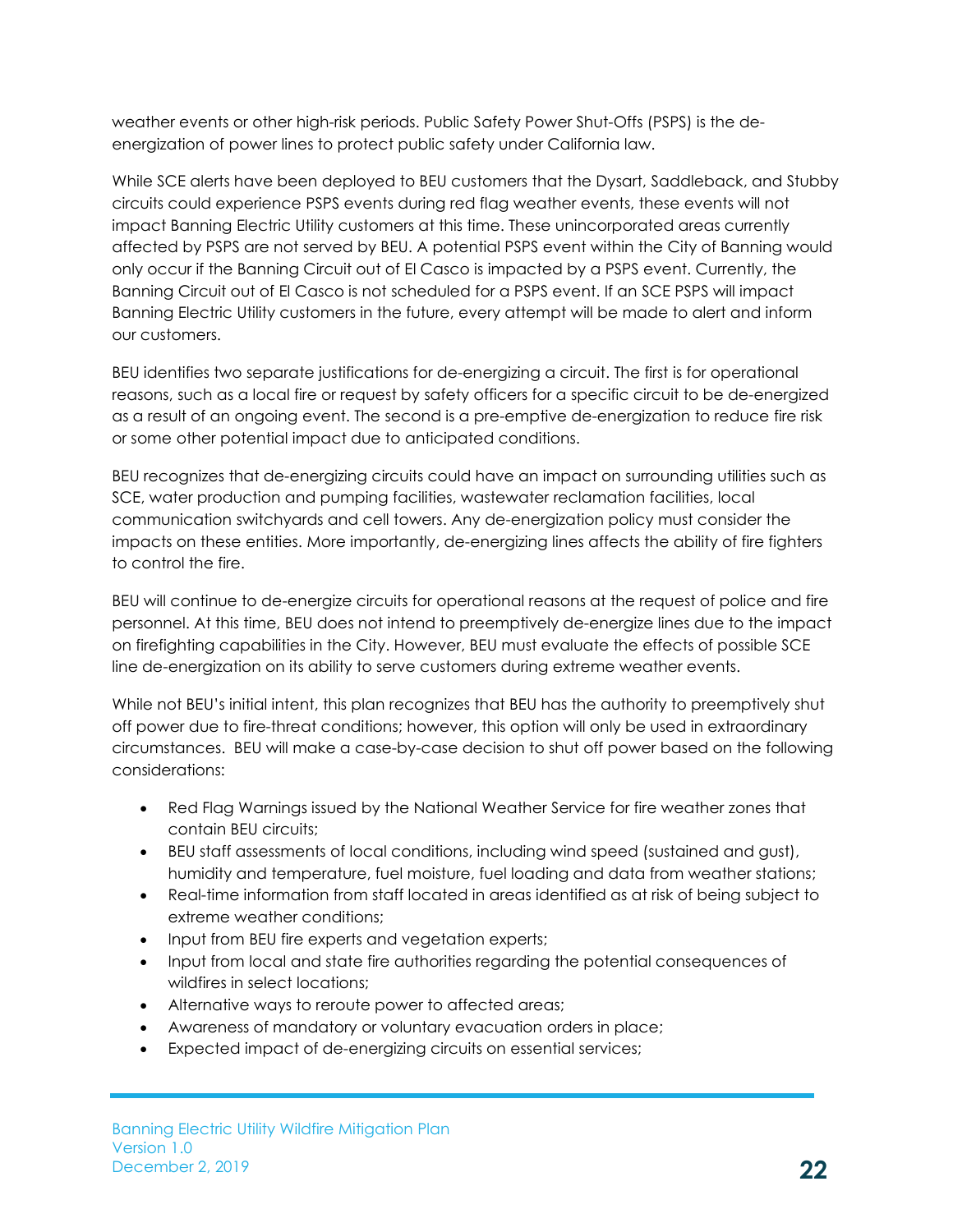weather events or other high-risk periods. Public Safety Power Shut-Offs (PSPS) is the de-energization of power lines to protect public safety under California law.

While SCE alerts have been deployed to BEU customers that the Dysart, Saddleback, and Stubby circuits could experience PSPS events during red flag weather events, these events will not impact Banning Electric Utility customers at this time. These unincorporated areas currently affected by PSPS are not served by BEU. A potential PSPS event within the City of Banning would only occur if the Banning Circuit out of El Casco is impacted by a PSPS event. Currently, the Banning Circuit out of El Casco is not scheduled for a PSPS event. If an SCE PSPS will impact Banning Electric Utility customers in the future, every attempt will be made to alert and inform our customers.

BEU identifies two separate justifications for de-energizing a circuit. The first is for operational reasons, such as a local fire or request by safety officers for a specific circuit to be de-energized as a result of an ongoing event. The second is a pre-emptive de-energization to reduce fire risk or some other potential impact due to anticipated conditions.

BEU recognizes that de-energizing circuits could have an impact on surrounding utilities such as SCE, water production and pumping facilities, wastewater reclamation facilities, local communication switchyards and cell towers. Any de-energization policy must consider the impacts on these entities. More importantly, de-energizing lines affects the ability of fire fighters to control the fire.

BEU will continue to de-energize circuits for operational reasons at the request of police and fire personnel. At this time, BEU does not intend to preemptively de-energize lines due to the impact on firefighting capabilities in the City. However, BEU must evaluate the effects of possible SCE line de-energization on its ability to serve customers during extreme weather events.

While not BEU's initial intent, this plan recognizes that BEU has the authority to preemptively shut off power due to fire-threat conditions; however, this option will only be used in extraordinary circumstances. BEU will make a case-by-case decision to shut off power based on the following considerations:

- Red Flag Warnings issued by the National Weather Service for fire weather zones that contain BEU circuits;
- BEU staff assessments of local conditions, including wind speed (sustained and gust), humidity and temperature, fuel moisture, fuel loading and data from weather stations;
- Real-time information from staff located in areas identified as at risk of being subject to extreme weather conditions;
- Input from BEU fire experts and vegetation experts;
- Input from local and state fire authorities regarding the potential consequences of wildfires in select locations;
- Alternative ways to reroute power to affected areas;
- Awareness of mandatory or voluntary evacuation orders in place;
- Expected impact of de-energizing circuits on essential services;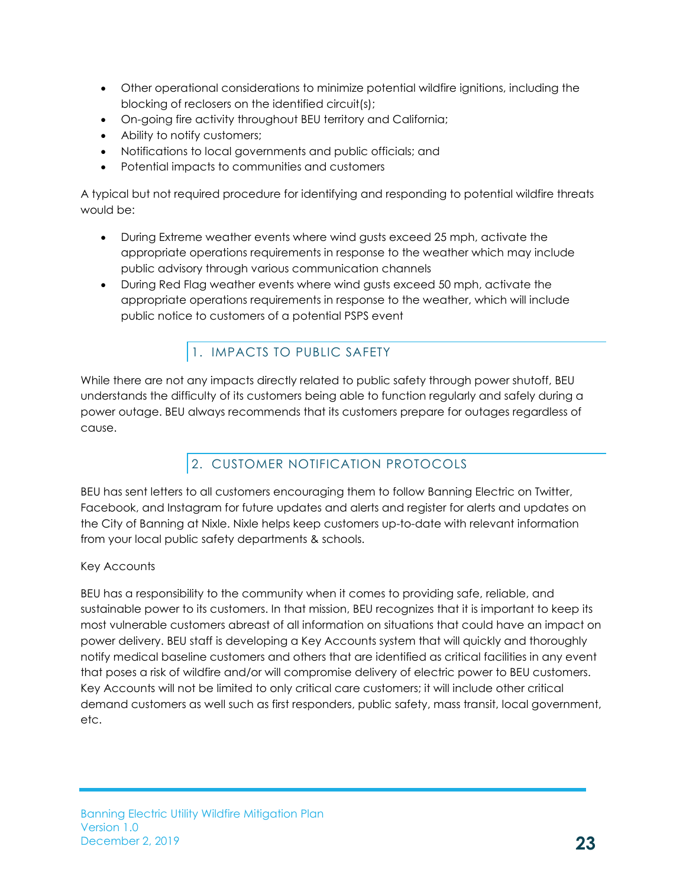- Other operational considerations to minimize potential wildfire ignitions, including the blocking of reclosers on the identified circuit(s);
- On-going fire activity throughout BEU territory and California;
- Ability to notify customers;
- Notifications to local governments and public officials; and
- Potential impacts to communities and customers

A typical but not required procedure for identifying and responding to potential wildfire threats would be:

- During Extreme weather events where wind gusts exceed 25 mph, activate the appropriate operations requirements in response to the weather which may include public advisory through various communication channels
- During Red Flag weather events where wind gusts exceed 50 mph, activate the appropriate operations requirements in response to the weather, which will include public notice to customers of a potential PSPS event

### 1. IMPACTS TO PUBLIC SAFETY

While there are not any impacts directly related to public safety through power shutoff, BEU understands the difficulty of its customers being able to function regularly and safely during a power outage. BEU always recommends that its customers prepare for outages regardless of cause.

### 2. CUSTOMER NOTIFICATION PROTOCOLS

BEU has sent letters to all customers encouraging them to follow Banning Electric on Twitter, Facebook, and Instagram for future updates and alerts and register for alerts and updates on the City of Banning at Nixle. Nixle helps keep customers up-to-date with relevant information from your local public safety departments & schools.

Key Accounts

BEU has a responsibility to the community when it comes to providing safe, reliable, and sustainable power to its customers. In that mission, BEU recognizes that it is important to keep its most vulnerable customers abreast of all information on situations that could have an impact on power delivery. BEU staff is developing a Key Accounts system that will quickly and thoroughly notify medical baseline customers and others that are identified as critical facilities in any event that poses a risk of wildfire and/or will compromise delivery of electric power to BEU customers. Key Accounts will not be limited to only critical care customers; it will include other critical demand customers as well such as first responders, public safety, mass transit, local government, etc.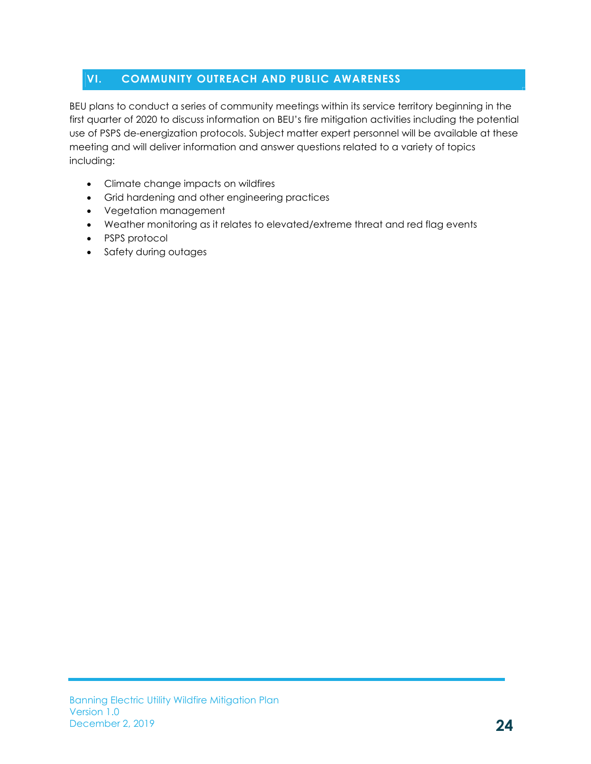## VI. COMMUNITY OUTREACH AND PUBLIC AWARENESS

BEU plans to conduct a series of community meetings within its service territory beginning in the first quarter of 2020 to discuss information on BEU's fire mitigation activities including the potential use of PSPS de-energization protocols. Subject matter expert personnel will be available at these meeting and will deliver information and answer questions related to a variety of topics including:

- Climate change impacts on wildfires
- Grid hardening and other engineering practices
- Vegetation management
- Weather monitoring as it relates to elevated/extreme threat and red flag events
- PSPS protocol
- Safety during outages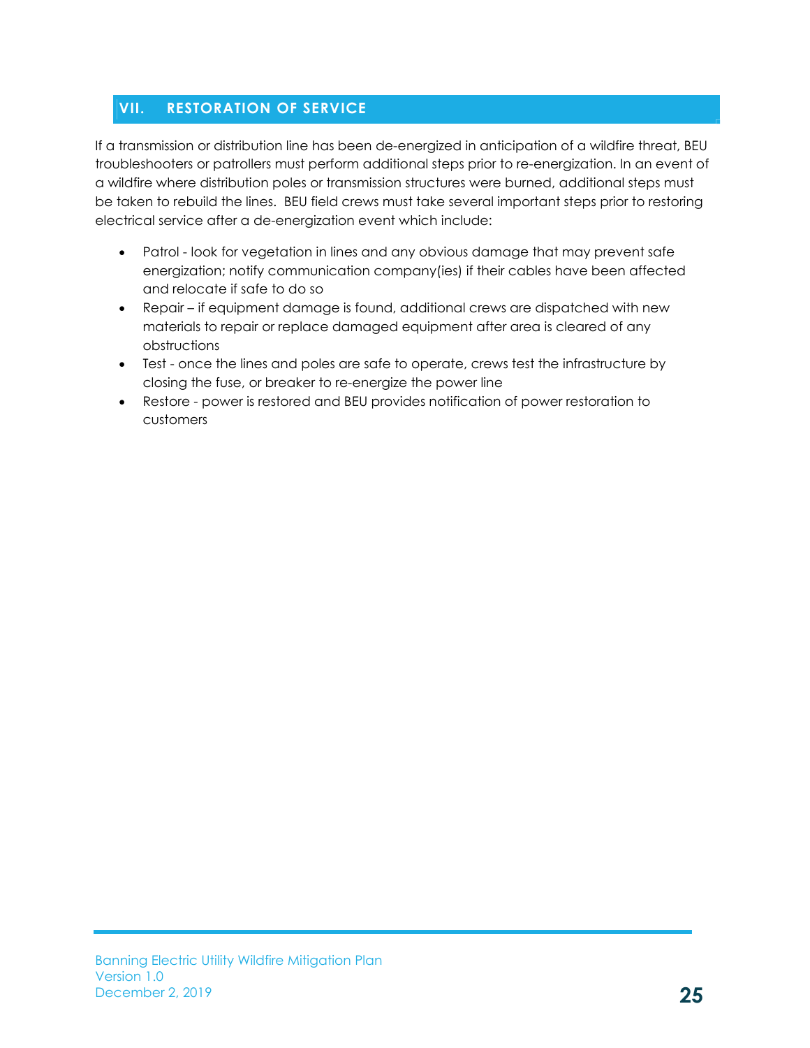## VII. RESTORATION OF SERVICE

If a transmission or distribution line has been de-energized in anticipation of a wildfire threat, BEU troubleshooters or patrollers must perform additional steps prior to re-energization. In an event of a wildfire where distribution poles or transmission structures were burned, additional steps must be taken to rebuild the lines. BEU field crews must take several important steps prior to restoring electrical service after a de-energization event which include:

- Patrol - look for vegetation in lines and any obvious damage that may prevent safe energization; notify communication company(ies) if their cables have been affected and relocate if safe to do so
- Repair – if equipment damage is found, additional crews are dispatched with new materials to repair or replace damaged equipment after area is cleared of any obstructions
- Test - once the lines and poles are safe to operate, crews test the infrastructure by closing the fuse, or breaker to re-energize the power line
- Restore - power is restored and BEU provides notification of power restoration to customers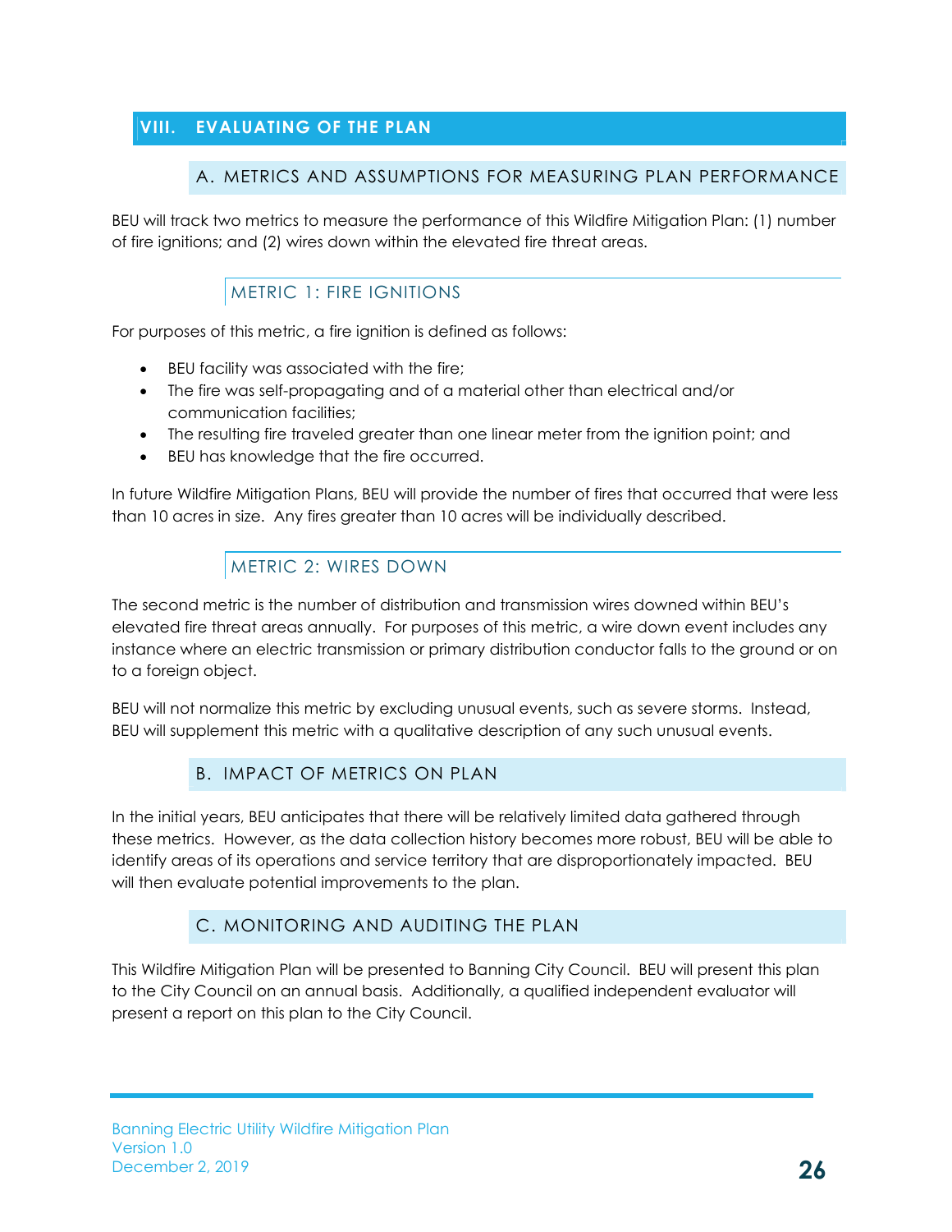# VIII. EVALUATING OF THE PLAN

## A. METRICS AND ASSUMPTIONS FOR MEASURING PLAN PERFORMANCE

BEU will track two metrics to measure the performance of this Wildfire Mitigation Plan: (1) number of fire ignitions; and (2) wires down within the elevated fire threat areas.

### METRIC 1: FIRE IGNITIONS

For purposes of this metric, a fire ignition is defined as follows:

- BEU facility was associated with the fire;
- The fire was self-propagating and of a material other than electrical and/or communication facilities;
- The resulting fire traveled greater than one linear meter from the ignition point; and
- BEU has knowledge that the fire occurred.

In future Wildfire Mitigation Plans, BEU will provide the number of fires that occurred that were less than 10 acres in size. Any fires greater than 10 acres will be individually described.

### METRIC 2: WIRES DOWN

The second metric is the number of distribution and transmission wires downed within BEU's elevated fire threat areas annually. For purposes of this metric, a wire down event includes any instance where an electric transmission or primary distribution conductor falls to the ground or on to a foreign object.

BEU will not normalize this metric by excluding unusual events, such as severe storms. Instead, BEU will supplement this metric with a qualitative description of any such unusual events.

## B. IMPACT OF METRICS ON PLAN

In the initial years, BEU anticipates that there will be relatively limited data gathered through these metrics. However, as the data collection history becomes more robust, BEU will be able to identify areas of its operations and service territory that are disproportionately impacted. BEU will then evaluate potential improvements to the plan.

## C. MONITORING AND AUDITING THE PLAN

This Wildfire Mitigation Plan will be presented to Banning City Council. BEU will present this plan to the City Council on an annual basis. Additionally, a qualified independent evaluator will present a report on this plan to the City Council.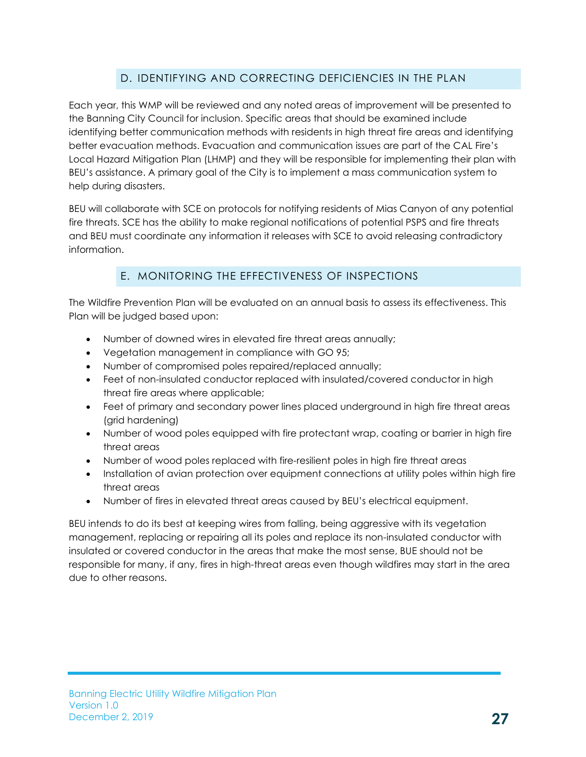## D. IDENTIFYING AND CORRECTING DEFICIENCIES IN THE PLAN

Each year, this WMP will be reviewed and any noted areas of improvement will be presented to the Banning City Council for inclusion. Specific areas that should be examined include identifying better communication methods with residents in high threat fire areas and identifying better evacuation methods. Evacuation and communication issues are part of the CAL Fire's Local Hazard Mitigation Plan (LHMP) and they will be responsible for implementing their plan with BEU's assistance. A primary goal of the City is to implement a mass communication system to help during disasters.

BEU will collaborate with SCE on protocols for notifying residents of Mias Canyon of any potential fire threats. SCE has the ability to make regional notifications of potential PSPS and fire threats and BEU must coordinate any information it releases with SCE to avoid releasing contradictory information.

## E. MONITORING THE EFFECTIVENESS OF INSPECTIONS

The Wildfire Prevention Plan will be evaluated on an annual basis to assess its effectiveness. This Plan will be judged based upon:

- Number of downed wires in elevated fire threat areas annually;
- Vegetation management in compliance with GO 95;
- Number of compromised poles repaired/replaced annually;
- Feet of non-insulated conductor replaced with insulated/covered conductor in high threat fire areas where applicable;
- Feet of primary and secondary power lines placed underground in high fire threat areas (grid hardening)
- Number of wood poles equipped with fire protectant wrap, coating or barrier in high fire threat areas
- Number of wood poles replaced with fire-resilient poles in high fire threat areas
- Installation of avian protection over equipment connections at utility poles within high fire threat areas
- Number of fires in elevated threat areas caused by BEU's electrical equipment.

BEU intends to do its best at keeping wires from falling, being aggressive with its vegetation management, replacing or repairing all its poles and replace its non-insulated conductor with insulated or covered conductor in the areas that make the most sense, BUE should not be responsible for many, if any, fires in high-threat areas even though wildfires may start in the area due to other reasons.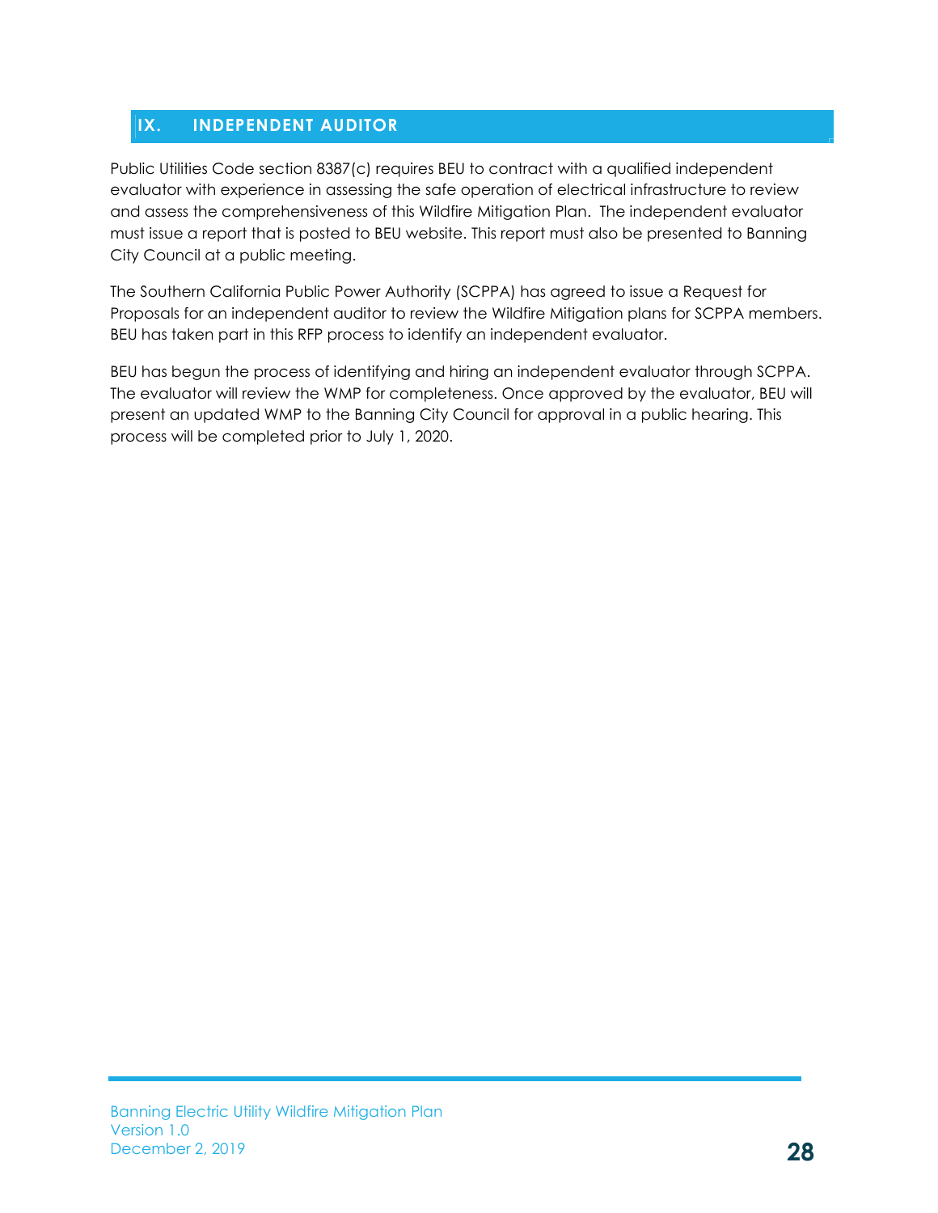## IX. INDEPENDENT AUDITOR

Public Utilities Code section 8387(c) requires BEU to contract with a qualified independent evaluator with experience in assessing the safe operation of electrical infrastructure to review and assess the comprehensiveness of this Wildfire Mitigation Plan. The independent evaluator must issue a report that is posted to BEU website. This report must also be presented to Banning City Council at a public meeting.

The Southern California Public Power Authority (SCPPA) has agreed to issue a Request for Proposals for an independent auditor to review the Wildfire Mitigation plans for SCPPA members. BEU has taken part in this RFP process to identify an independent evaluator.

BEU has begun the process of identifying and hiring an independent evaluator through SCPPA. The evaluator will review the WMP for completeness. Once approved by the evaluator, BEU will present an updated WMP to the Banning City Council for approval in a public hearing. This process will be completed prior to July 1, 2020.